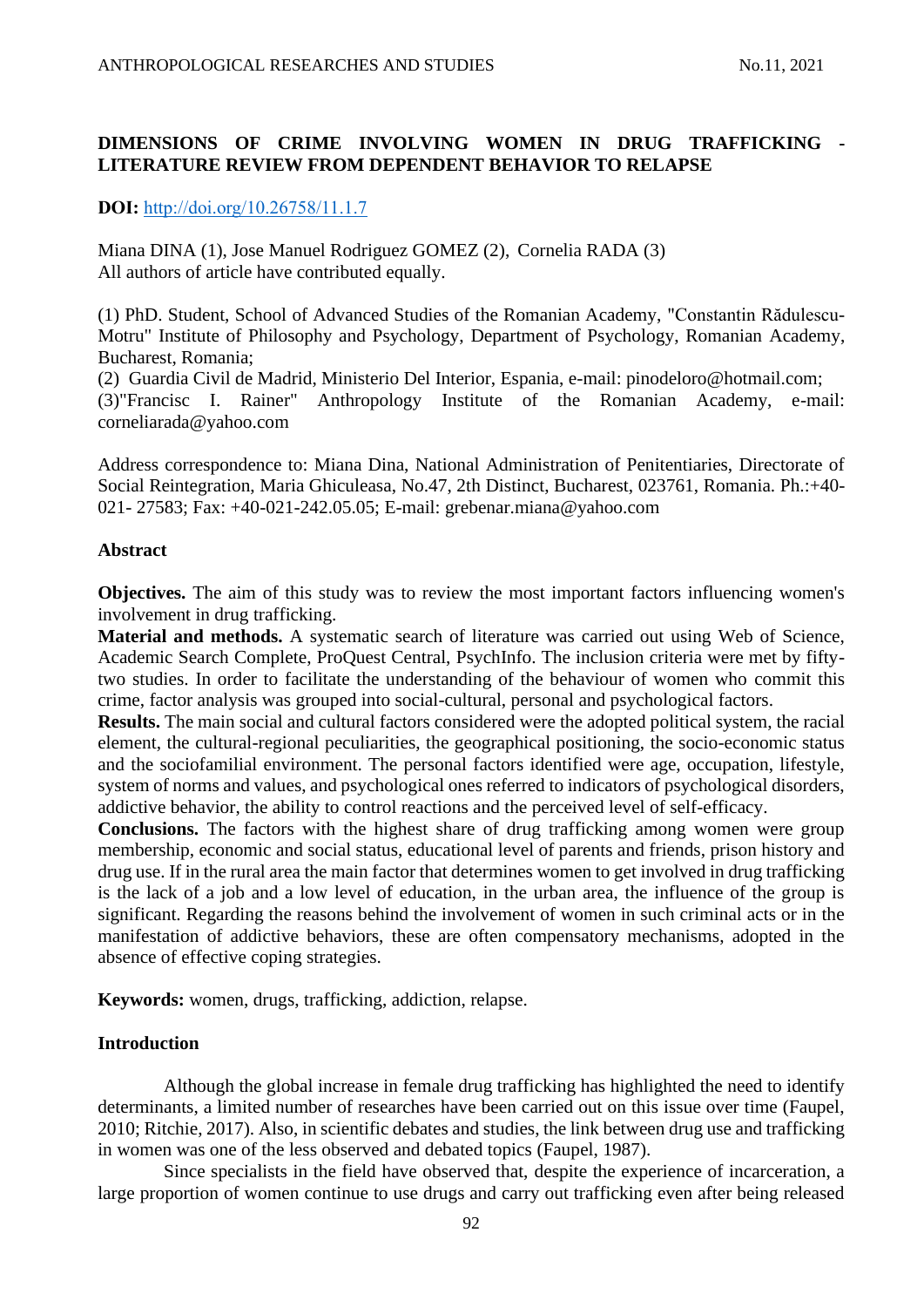# DIMENSIONS OF CRIME INVOLVING WOMEN IN DRUG TRAFFICKING - LITERATURE REVIEW FROM DEPENDENT BEHAVIOR TO RELAPSE

**DOI:** http://doi.org/10.26758/11.1.7

Miana DINA (1), Jose Manuel Rodriguez GOMEZ (2), Cornelia RADA (3)
All authors of article have contributed equally.

(1) PhD. Student, School of Advanced Studies of the Romanian Academy, "Constantin Rădulescu-Motru" Institute of Philosophy and Psychology, Department of Psychology, Romanian Academy, Bucharest, Romania;
(2) Guardia Civil de Madrid, Ministerio Del Interior, Espania, e-mail: pinodeloro@hotmail.com;
(3)"Francisc I. Rainer" Anthropology Institute of the Romanian Academy, e-mail: corneliarada@yahoo.com

Address correspondence to: Miana Dina, National Administration of Penitentiaries, Directorate of Social Reintegration, Maria Ghiculeasa, No.47, 2th Distinct, Bucharest, 023761, Romania. Ph.:+40-021- 27583; Fax: +40-021-242.05.05; E-mail: grebenar.miana@yahoo.com

## Abstract

**Objectives.** The aim of this study was to review the most important factors influencing women's involvement in drug trafficking.

**Material and methods.** A systematic search of literature was carried out using Web of Science, Academic Search Complete, ProQuest Central, PsychInfo. The inclusion criteria were met by fifty-two studies. In order to facilitate the understanding of the behaviour of women who commit this crime, factor analysis was grouped into social-cultural, personal and psychological factors.

**Results.** The main social and cultural factors considered were the adopted political system, the racial element, the cultural-regional peculiarities, the geographical positioning, the socio-economic status and the sociofamilial environment. The personal factors identified were age, occupation, lifestyle, system of norms and values, and psychological ones referred to indicators of psychological disorders, addictive behavior, the ability to control reactions and the perceived level of self-efficacy.

**Conclusions.** The factors with the highest share of drug trafficking among women were group membership, economic and social status, educational level of parents and friends, prison history and drug use. If in the rural area the main factor that determines women to get involved in drug trafficking is the lack of a job and a low level of education, in the urban area, the influence of the group is significant. Regarding the reasons behind the involvement of women in such criminal acts or in the manifestation of addictive behaviors, these are often compensatory mechanisms, adopted in the absence of effective coping strategies.

**Keywords:** women, drugs, trafficking, addiction, relapse.

## Introduction

Although the global increase in female drug trafficking has highlighted the need to identify determinants, a limited number of researches have been carried out on this issue over time (Faupel, 2010; Ritchie, 2017). Also, in scientific debates and studies, the link between drug use and trafficking in women was one of the less observed and debated topics (Faupel, 1987).

Since specialists in the field have observed that, despite the experience of incarceration, a large proportion of women continue to use drugs and carry out trafficking even after being released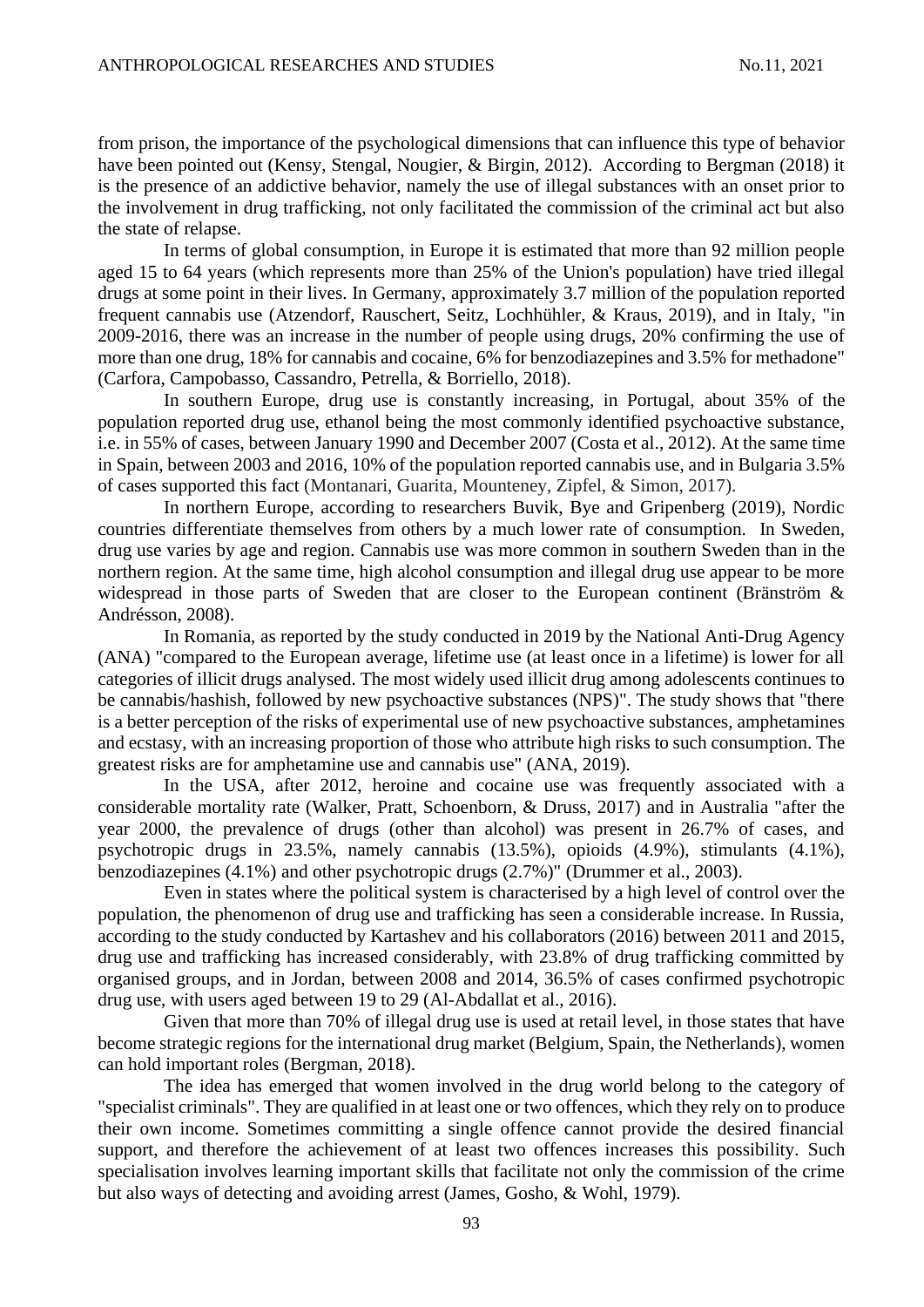from prison, the importance of the psychological dimensions that can influence this type of behavior have been pointed out (Kensy, Stengal, Nougier, & Birgin, 2012). According to Bergman (2018) it is the presence of an addictive behavior, namely the use of illegal substances with an onset prior to the involvement in drug trafficking, not only facilitated the commission of the criminal act but also the state of relapse.

In terms of global consumption, in Europe it is estimated that more than 92 million people aged 15 to 64 years (which represents more than 25% of the Union's population) have tried illegal drugs at some point in their lives. In Germany, approximately 3.7 million of the population reported frequent cannabis use (Atzendorf, Rauschert, Seitz, Lochhühler, & Kraus, 2019), and in Italy, "in 2009-2016, there was an increase in the number of people using drugs, 20% confirming the use of more than one drug, 18% for cannabis and cocaine, 6% for benzodiazepines and 3.5% for methadone" (Carfora, Campobasso, Cassandro, Petrella, & Borriello, 2018).

In southern Europe, drug use is constantly increasing, in Portugal, about 35% of the population reported drug use, ethanol being the most commonly identified psychoactive substance, i.e. in 55% of cases, between January 1990 and December 2007 (Costa et al., 2012). At the same time in Spain, between 2003 and 2016, 10% of the population reported cannabis use, and in Bulgaria 3.5% of cases supported this fact (Montanari, Guarita, Mounteney, Zipfel, & Simon, 2017).

In northern Europe, according to researchers Buvik, Bye and Gripenberg (2019), Nordic countries differentiate themselves from others by a much lower rate of consumption. In Sweden, drug use varies by age and region. Cannabis use was more common in southern Sweden than in the northern region. At the same time, high alcohol consumption and illegal drug use appear to be more widespread in those parts of Sweden that are closer to the European continent (Bränström & Andrésson, 2008).

In Romania, as reported by the study conducted in 2019 by the National Anti-Drug Agency (ANA) "compared to the European average, lifetime use (at least once in a lifetime) is lower for all categories of illicit drugs analysed. The most widely used illicit drug among adolescents continues to be cannabis/hashish, followed by new psychoactive substances (NPS)". The study shows that "there is a better perception of the risks of experimental use of new psychoactive substances, amphetamines and ecstasy, with an increasing proportion of those who attribute high risks to such consumption. The greatest risks are for amphetamine use and cannabis use" (ANA, 2019).

In the USA, after 2012, heroine and cocaine use was frequently associated with a considerable mortality rate (Walker, Pratt, Schoenborn, & Druss, 2017) and in Australia "after the year 2000, the prevalence of drugs (other than alcohol) was present in 26.7% of cases, and psychotropic drugs in 23.5%, namely cannabis (13.5%), opioids (4.9%), stimulants (4.1%), benzodiazepines (4.1%) and other psychotropic drugs (2.7%)" (Drummer et al., 2003).

Even in states where the political system is characterised by a high level of control over the population, the phenomenon of drug use and trafficking has seen a considerable increase. In Russia, according to the study conducted by Kartashev and his collaborators (2016) between 2011 and 2015, drug use and trafficking has increased considerably, with 23.8% of drug trafficking committed by organised groups, and in Jordan, between 2008 and 2014, 36.5% of cases confirmed psychotropic drug use, with users aged between 19 to 29 (Al-Abdallat et al., 2016).

Given that more than 70% of illegal drug use is used at retail level, in those states that have become strategic regions for the international drug market (Belgium, Spain, the Netherlands), women can hold important roles (Bergman, 2018).

The idea has emerged that women involved in the drug world belong to the category of "specialist criminals". They are qualified in at least one or two offences, which they rely on to produce their own income. Sometimes committing a single offence cannot provide the desired financial support, and therefore the achievement of at least two offences increases this possibility. Such specialisation involves learning important skills that facilitate not only the commission of the crime but also ways of detecting and avoiding arrest (James, Gosho, & Wohl, 1979).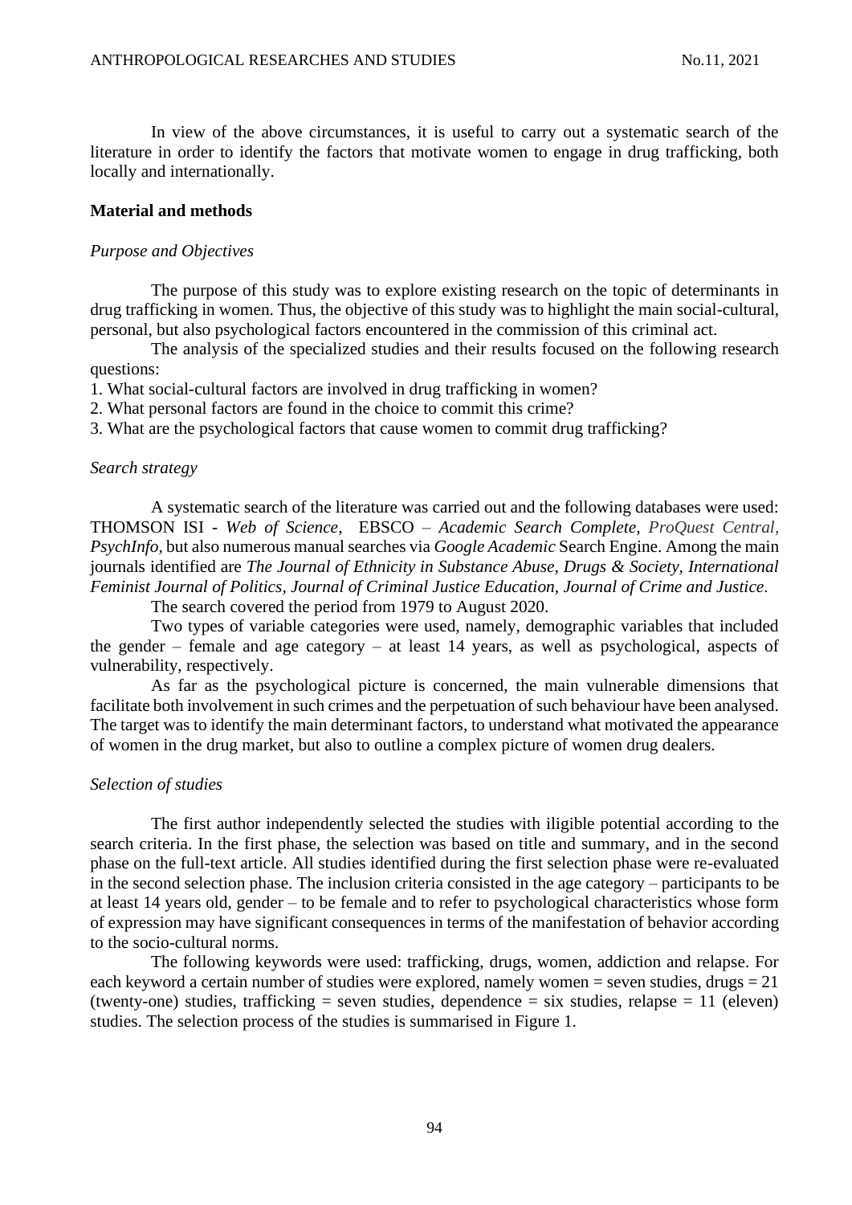In view of the above circumstances, it is useful to carry out a systematic search of the literature in order to identify the factors that motivate women to engage in drug trafficking, both locally and internationally.

## Material and methods

### *Purpose and Objectives*

The purpose of this study was to explore existing research on the topic of determinants in drug trafficking in women. Thus, the objective of this study was to highlight the main social-cultural, personal, but also psychological factors encountered in the commission of this criminal act.

The analysis of the specialized studies and their results focused on the following research questions:

1. What social-cultural factors are involved in drug trafficking in women?
2. What personal factors are found in the choice to commit this crime?
3. What are the psychological factors that cause women to commit drug trafficking?

### *Search strategy*

A systematic search of the literature was carried out and the following databases were used: THOMSON ISI - *Web of Science*, EBSCO – *Academic Search Complete*, *ProQuest Central*, *PsychInfo,* but also numerous manual searches via *Google Academic* Search Engine. Among the main journals identified are *The Journal of Ethnicity in Substance Abuse, Drugs & Society, International Feminist Journal of Politics, Journal of Criminal Justice Education, Journal of Crime and Justice*.

The search covered the period from 1979 to August 2020.

Two types of variable categories were used, namely, demographic variables that included the gender – female and age category – at least 14 years, as well as psychological, aspects of vulnerability, respectively.

As far as the psychological picture is concerned, the main vulnerable dimensions that facilitate both involvement in such crimes and the perpetuation of such behaviour have been analysed. The target was to identify the main determinant factors, to understand what motivated the appearance of women in the drug market, but also to outline a complex picture of women drug dealers.

### *Selection of studies*

The first author independently selected the studies with iligible potential according to the search criteria. In the first phase, the selection was based on title and summary, and in the second phase on the full-text article. All studies identified during the first selection phase were re-evaluated in the second selection phase. The inclusion criteria consisted in the age category – participants to be at least 14 years old, gender – to be female and to refer to psychological characteristics whose form of expression may have significant consequences in terms of the manifestation of behavior according to the socio-cultural norms.

The following keywords were used: trafficking, drugs, women, addiction and relapse. For each keyword a certain number of studies were explored, namely women = seven studies, drugs = 21 (twenty-one) studies, trafficking = seven studies, dependence = six studies, relapse = 11 (eleven) studies. The selection process of the studies is summarised in Figure 1.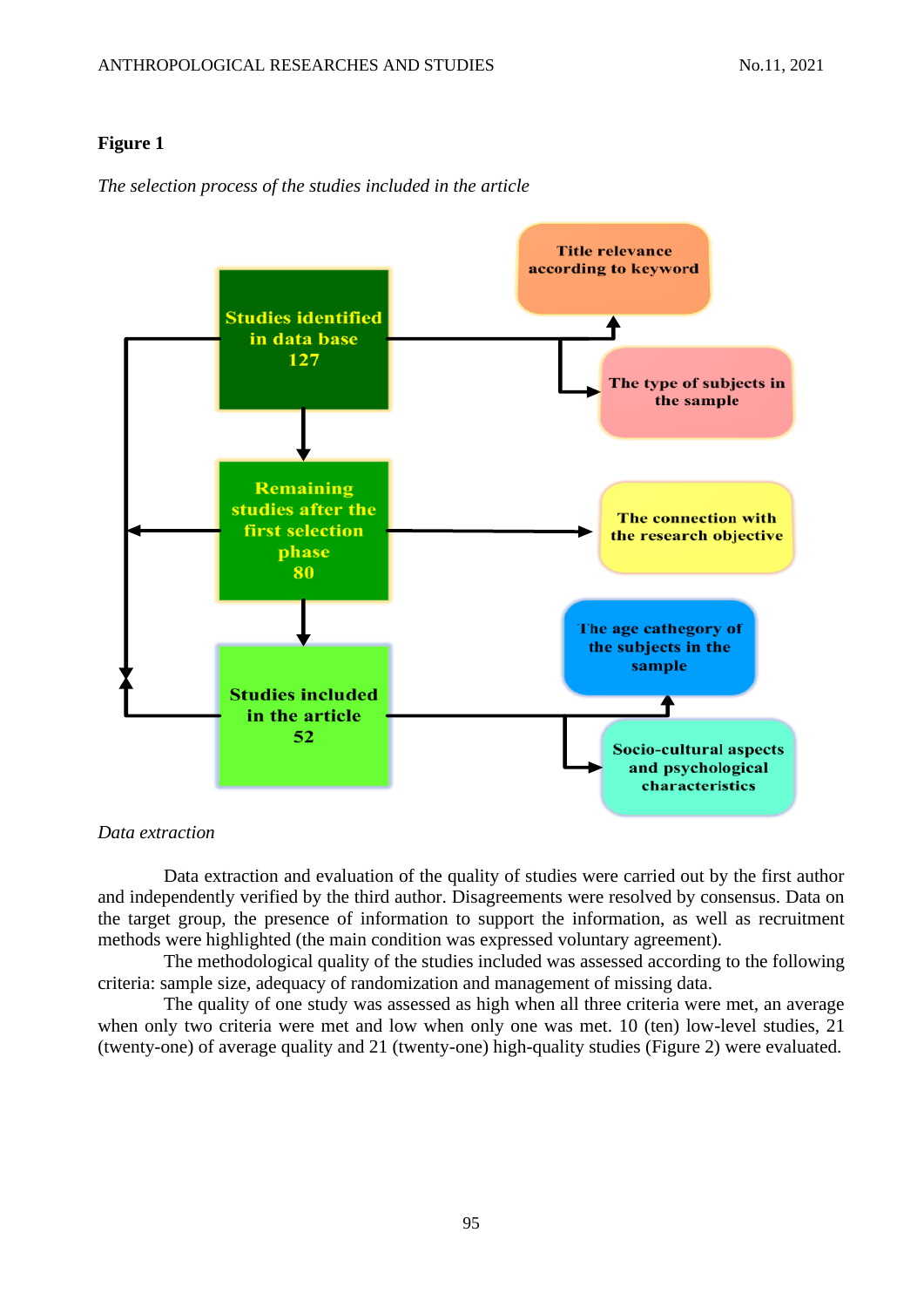**Figure 1**

*The selection process of the studies included in the article*

Studies identified in data base 127

Title relevance according to keyword

The type of subjects in the sample

Remaining studies after the first selection phase 80

The connection with the research objective

Studies included in the article 52

The age cathegory of the subjects in the sample

Socio-cultural aspects and psychological characteristics

*Data extraction*

Data extraction and evaluation of the quality of studies were carried out by the first author and independently verified by the third author. Disagreements were resolved by consensus. Data on the target group, the presence of information to support the information, as well as recruitment methods were highlighted (the main condition was expressed voluntary agreement).

The methodological quality of the studies included was assessed according to the following criteria: sample size, adequacy of randomization and management of missing data.

The quality of one study was assessed as high when all three criteria were met, an average when only two criteria were met and low when only one was met. 10 (ten) low-level studies, 21 (twenty-one) of average quality and 21 (twenty-one) high-quality studies (Figure 2) were evaluated.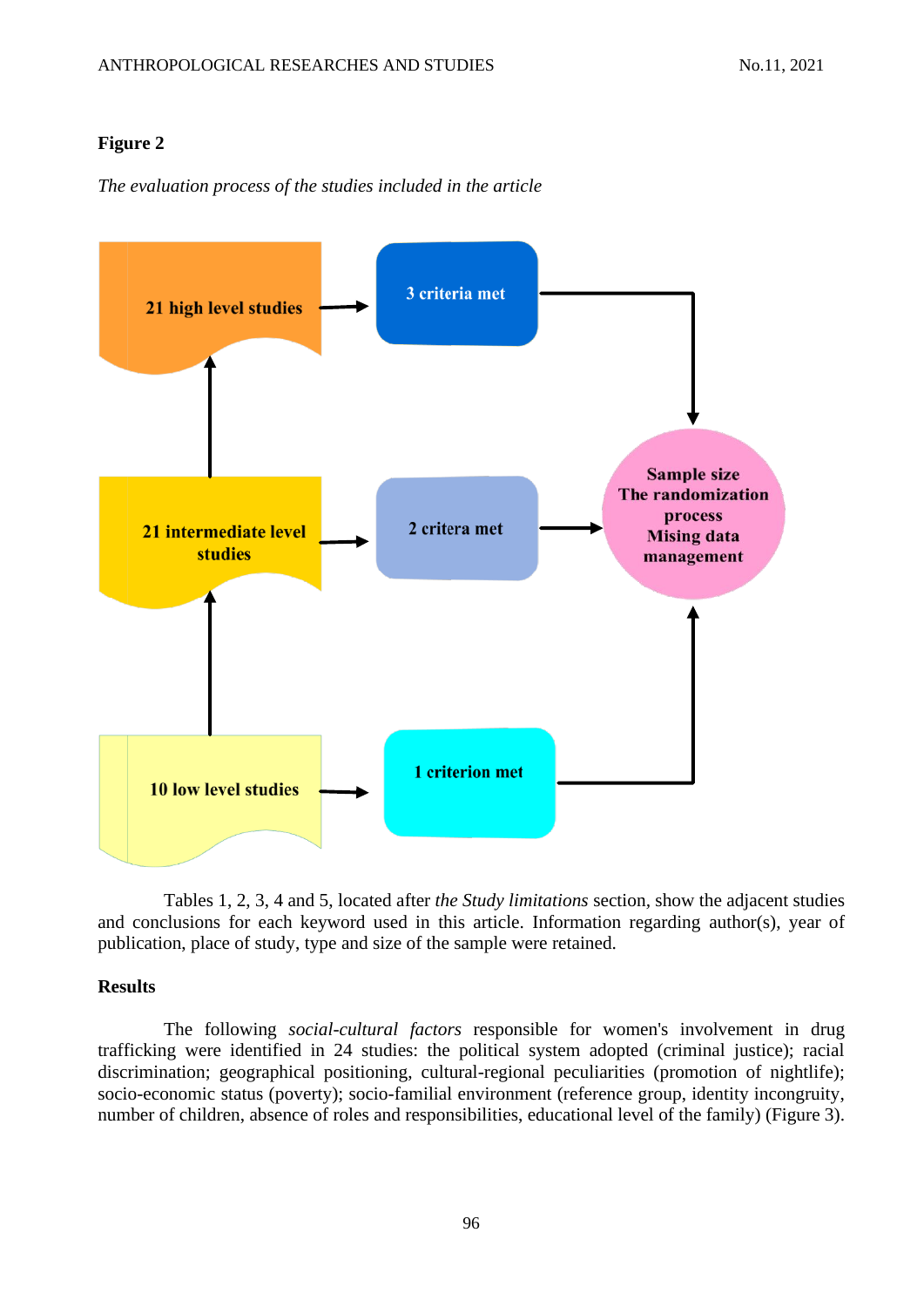**Figure 2**

*The evaluation process of the studies included in the article*

21 high level studies → 3 criteria met

21 intermediate level studies → 2 critera met

10 low level studies → 1 criterion met

Sample size
The randomization process
Mising data management

Tables 1, 2, 3, 4 and 5, located after *the Study limitations* section, show the adjacent studies and conclusions for each keyword used in this article. Information regarding author(s), year of publication, place of study, type and size of the sample were retained.

**Results**

The following *social-cultural factors* responsible for women's involvement in drug trafficking were identified in 24 studies: the political system adopted (criminal justice); racial discrimination; geographical positioning, cultural-regional peculiarities (promotion of nightlife); socio-economic status (poverty); socio-familial environment (reference group, identity incongruity, number of children, absence of roles and responsibilities, educational level of the family) (Figure 3).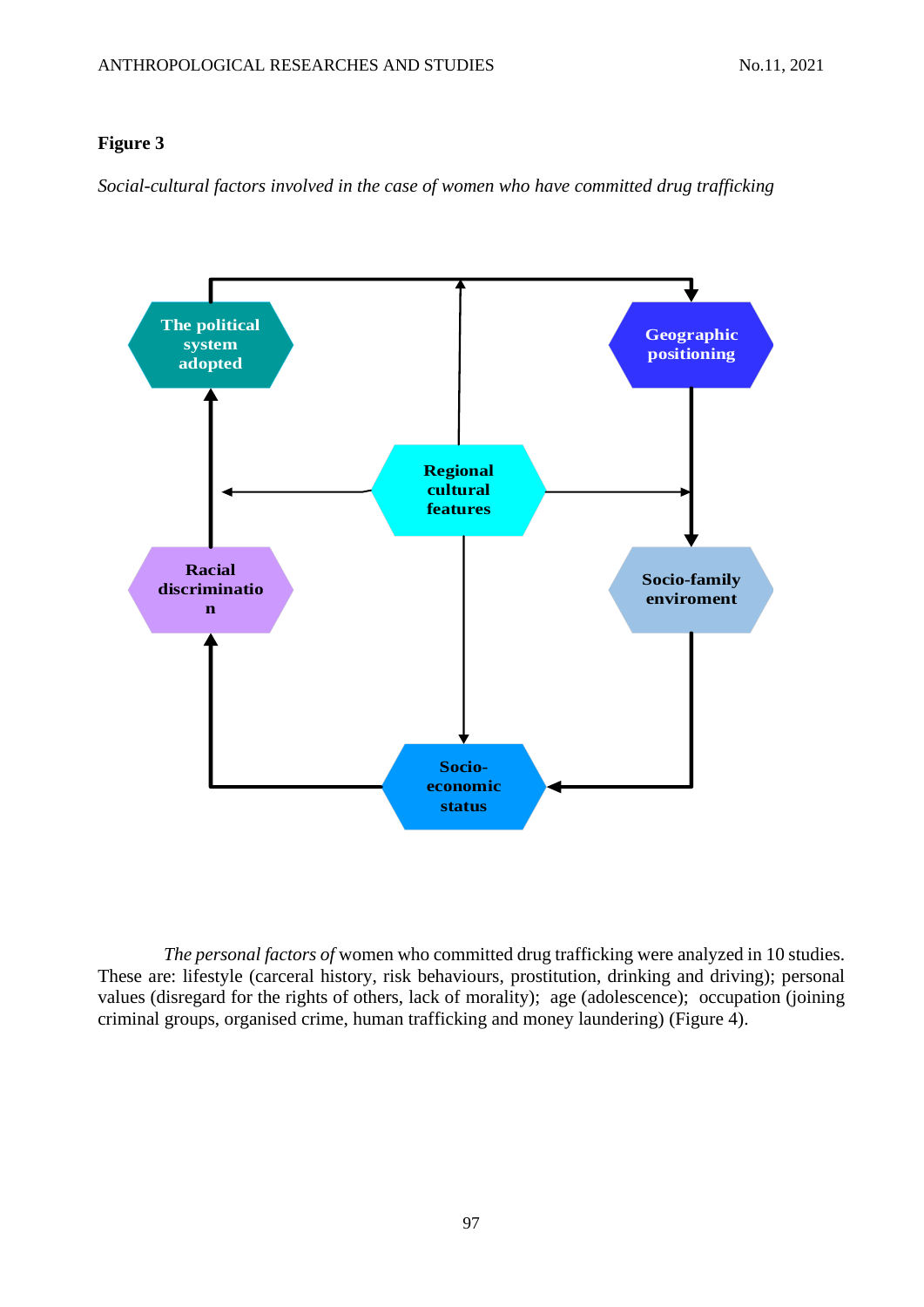**Figure 3**

*Social-cultural factors involved in the case of women who have committed drug trafficking*

The political system adopted

Geographic positioning

Regional cultural features

Racial discriminatio n

Socio-family enviroment

Socio-economic status

*The personal factors of* women who committed drug trafficking were analyzed in 10 studies. These are: lifestyle (carceral history, risk behaviours, prostitution, drinking and driving); personal values (disregard for the rights of others, lack of morality); age (adolescence); occupation (joining criminal groups, organised crime, human trafficking and money laundering) (Figure 4).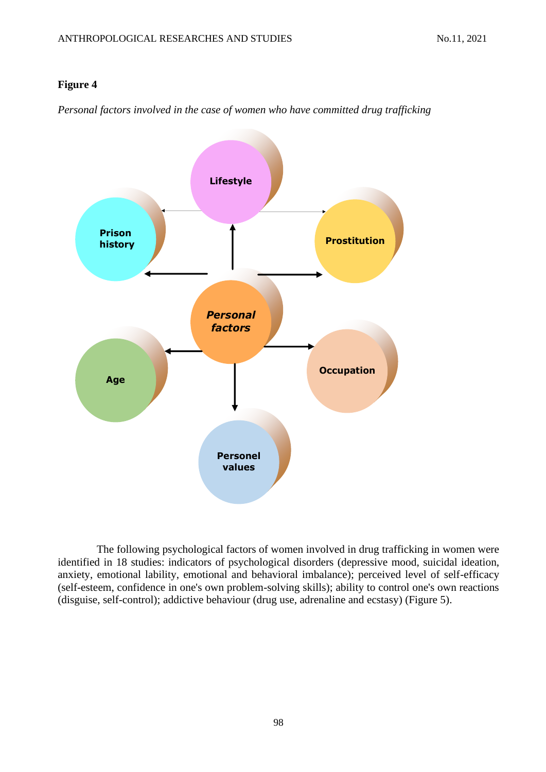**Figure 4**

*Personal factors involved in the case of women who have committed drug trafficking*

The following psychological factors of women involved in drug trafficking in women were identified in 18 studies: indicators of psychological disorders (depressive mood, suicidal ideation, anxiety, emotional lability, emotional and behavioral imbalance); perceived level of self-efficacy (self-esteem, confidence in one's own problem-solving skills); ability to control one's own reactions (disguise, self-control); addictive behaviour (drug use, adrenaline and ecstasy) (Figure 5).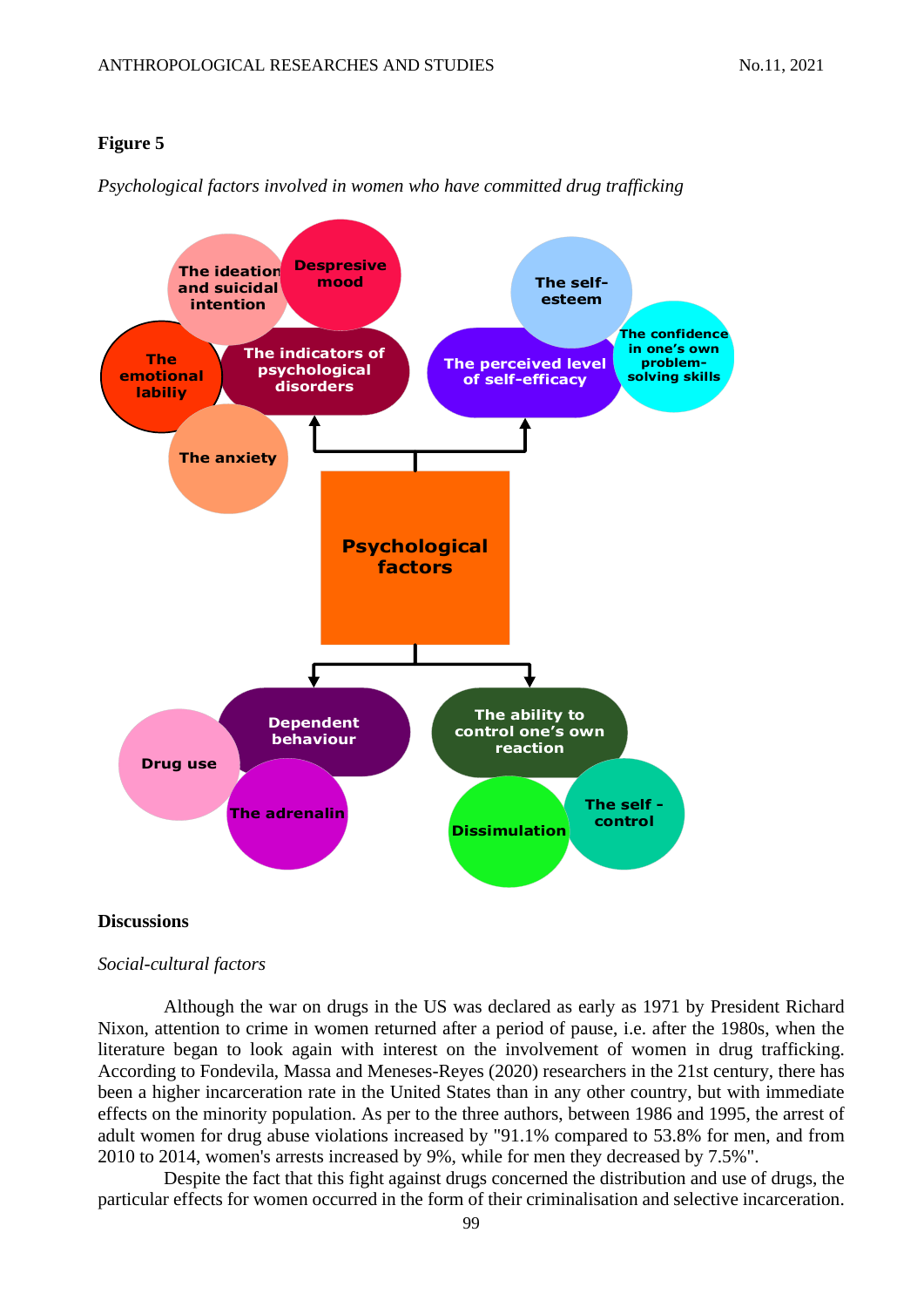**Figure 5**

*Psychological factors involved in women who have committed drug trafficking*

## Discussions

*Social-cultural factors*

Although the war on drugs in the US was declared as early as 1971 by President Richard Nixon, attention to crime in women returned after a period of pause, i.e. after the 1980s, when the literature began to look again with interest on the involvement of women in drug trafficking. According to Fondevila, Massa and Meneses-Reyes (2020) researchers in the 21st century, there has been a higher incarceration rate in the United States than in any other country, but with immediate effects on the minority population. As per to the three authors, between 1986 and 1995, the arrest of adult women for drug abuse violations increased by "91.1% compared to 53.8% for men, and from 2010 to 2014, women's arrests increased by 9%, while for men they decreased by 7.5%".

Despite the fact that this fight against drugs concerned the distribution and use of drugs, the particular effects for women occurred in the form of their criminalisation and selective incarceration.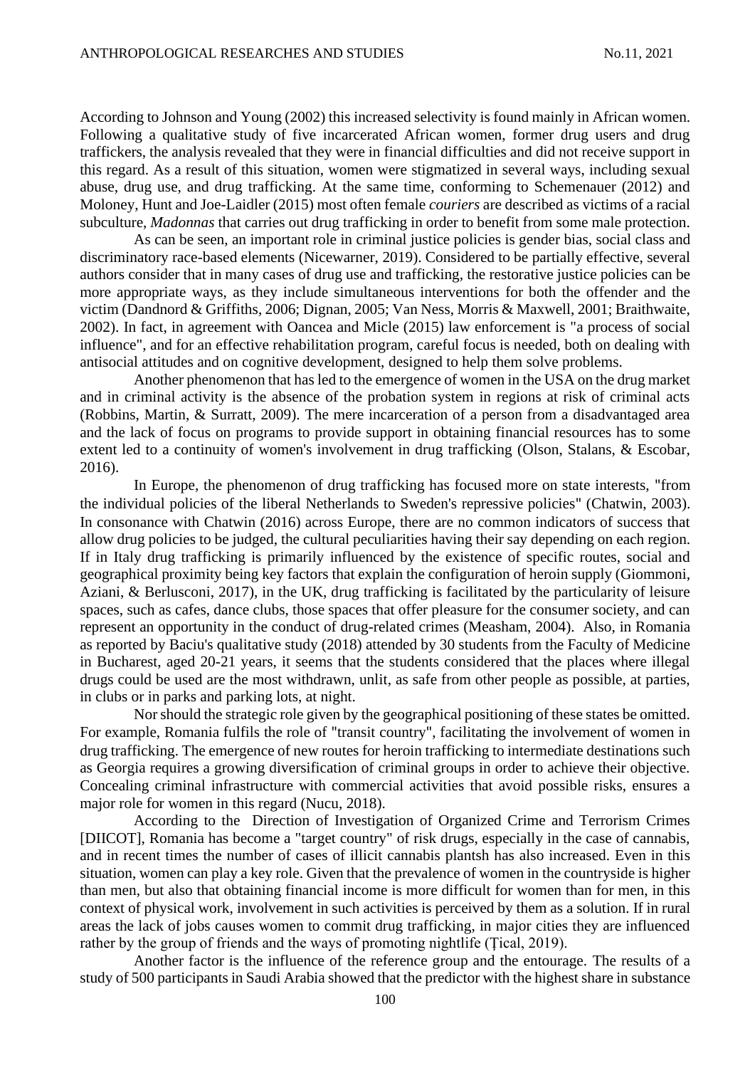According to Johnson and Young (2002) this increased selectivity is found mainly in African women. Following a qualitative study of five incarcerated African women, former drug users and drug traffickers, the analysis revealed that they were in financial difficulties and did not receive support in this regard. As a result of this situation, women were stigmatized in several ways, including sexual abuse, drug use, and drug trafficking. At the same time, conforming to Schemenauer (2012) and Moloney, Hunt and Joe-Laidler (2015) most often female *couriers* are described as victims of a racial subculture, *Madonnas* that carries out drug trafficking in order to benefit from some male protection.

As can be seen, an important role in criminal justice policies is gender bias, social class and discriminatory race-based elements (Nicewarner, 2019). Considered to be partially effective, several authors consider that in many cases of drug use and trafficking, the restorative justice policies can be more appropriate ways, as they include simultaneous interventions for both the offender and the victim (Dandnord & Griffiths, 2006; Dignan, 2005; Van Ness, Morris & Maxwell, 2001; Braithwaite, 2002). In fact, in agreement with Oancea and Micle (2015) law enforcement is "a process of social influence", and for an effective rehabilitation program, careful focus is needed, both on dealing with antisocial attitudes and on cognitive development, designed to help them solve problems.

Another phenomenon that has led to the emergence of women in the USA on the drug market and in criminal activity is the absence of the probation system in regions at risk of criminal acts (Robbins, Martin, & Surratt, 2009). The mere incarceration of a person from a disadvantaged area and the lack of focus on programs to provide support in obtaining financial resources has to some extent led to a continuity of women's involvement in drug trafficking (Olson, Stalans, & Escobar, 2016).

In Europe, the phenomenon of drug trafficking has focused more on state interests, "from the individual policies of the liberal Netherlands to Sweden's repressive policies" (Chatwin, 2003). In consonance with Chatwin (2016) across Europe, there are no common indicators of success that allow drug policies to be judged, the cultural peculiarities having their say depending on each region. If in Italy drug trafficking is primarily influenced by the existence of specific routes, social and geographical proximity being key factors that explain the configuration of heroin supply (Giommoni, Aziani, & Berlusconi, 2017), in the UK, drug trafficking is facilitated by the particularity of leisure spaces, such as cafes, dance clubs, those spaces that offer pleasure for the consumer society, and can represent an opportunity in the conduct of drug-related crimes (Measham, 2004). Also, in Romania as reported by Baciu's qualitative study (2018) attended by 30 students from the Faculty of Medicine in Bucharest, aged 20-21 years, it seems that the students considered that the places where illegal drugs could be used are the most withdrawn, unlit, as safe from other people as possible, at parties, in clubs or in parks and parking lots, at night.

Nor should the strategic role given by the geographical positioning of these states be omitted. For example, Romania fulfils the role of "transit country", facilitating the involvement of women in drug trafficking. The emergence of new routes for heroin trafficking to intermediate destinations such as Georgia requires a growing diversification of criminal groups in order to achieve their objective. Concealing criminal infrastructure with commercial activities that avoid possible risks, ensures a major role for women in this regard (Nucu, 2018).

According to the Direction of Investigation of Organized Crime and Terrorism Crimes [DIICOT], Romania has become a "target country" of risk drugs, especially in the case of cannabis, and in recent times the number of cases of illicit cannabis plantsh has also increased. Even in this situation, women can play a key role. Given that the prevalence of women in the countryside is higher than men, but also that obtaining financial income is more difficult for women than for men, in this context of physical work, involvement in such activities is perceived by them as a solution. If in rural areas the lack of jobs causes women to commit drug trafficking, in major cities they are influenced rather by the group of friends and the ways of promoting nightlife (Țical, 2019).

Another factor is the influence of the reference group and the entourage. The results of a study of 500 participants in Saudi Arabia showed that the predictor with the highest share in substance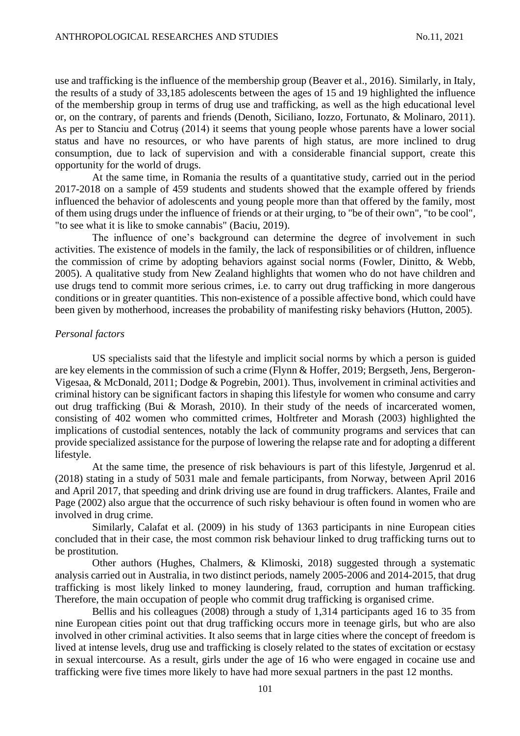use and trafficking is the influence of the membership group (Beaver et al., 2016). Similarly, in Italy, the results of a study of 33,185 adolescents between the ages of 15 and 19 highlighted the influence of the membership group in terms of drug use and trafficking, as well as the high educational level or, on the contrary, of parents and friends (Denoth, Siciliano, Iozzo, Fortunato, & Molinaro, 2011). As per to Stanciu and Cotruş (2014) it seems that young people whose parents have a lower social status and have no resources, or who have parents of high status, are more inclined to drug consumption, due to lack of supervision and with a considerable financial support, create this opportunity for the world of drugs.

At the same time, in Romania the results of a quantitative study, carried out in the period 2017-2018 on a sample of 459 students and students showed that the example offered by friends influenced the behavior of adolescents and young people more than that offered by the family, most of them using drugs under the influence of friends or at their urging, to "be of their own", "to be cool", "to see what it is like to smoke cannabis" (Baciu, 2019).

The influence of one's background can determine the degree of involvement in such activities. The existence of models in the family, the lack of responsibilities or of children, influence the commission of crime by adopting behaviors against social norms (Fowler, Dinitto, & Webb, 2005). A qualitative study from New Zealand highlights that women who do not have children and use drugs tend to commit more serious crimes, i.e. to carry out drug trafficking in more dangerous conditions or in greater quantities. This non-existence of a possible affective bond, which could have been given by motherhood, increases the probability of manifesting risky behaviors (Hutton, 2005).

*Personal factors*

US specialists said that the lifestyle and implicit social norms by which a person is guided are key elements in the commission of such a crime (Flynn & Hoffer, 2019; Bergseth, Jens, Bergeron-Vigesaa, & McDonald, 2011; Dodge & Pogrebin, 2001). Thus, involvement in criminal activities and criminal history can be significant factors in shaping this lifestyle for women who consume and carry out drug trafficking (Bui & Morash, 2010). In their study of the needs of incarcerated women, consisting of 402 women who committed crimes, Holtfreter and Morash (2003) highlighted the implications of custodial sentences, notably the lack of community programs and services that can provide specialized assistance for the purpose of lowering the relapse rate and for adopting a different lifestyle.

At the same time, the presence of risk behaviours is part of this lifestyle, Jørgenrud et al. (2018) stating in a study of 5031 male and female participants, from Norway, between April 2016 and April 2017, that speeding and drink driving use are found in drug traffickers. Alantes, Fraile and Page (2002) also argue that the occurrence of such risky behaviour is often found in women who are involved in drug crime.

Similarly, Calafat et al. (2009) in his study of 1363 participants in nine European cities concluded that in their case, the most common risk behaviour linked to drug trafficking turns out to be prostitution.

Other authors (Hughes, Chalmers, & Klimoski, 2018) suggested through a systematic analysis carried out in Australia, in two distinct periods, namely 2005-2006 and 2014-2015, that drug trafficking is most likely linked to money laundering, fraud, corruption and human trafficking. Therefore, the main occupation of people who commit drug trafficking is organised crime.

Bellis and his colleagues (2008) through a study of 1,314 participants aged 16 to 35 from nine European cities point out that drug trafficking occurs more in teenage girls, but who are also involved in other criminal activities. It also seems that in large cities where the concept of freedom is lived at intense levels, drug use and trafficking is closely related to the states of excitation or ecstasy in sexual intercourse. As a result, girls under the age of 16 who were engaged in cocaine use and trafficking were five times more likely to have had more sexual partners in the past 12 months.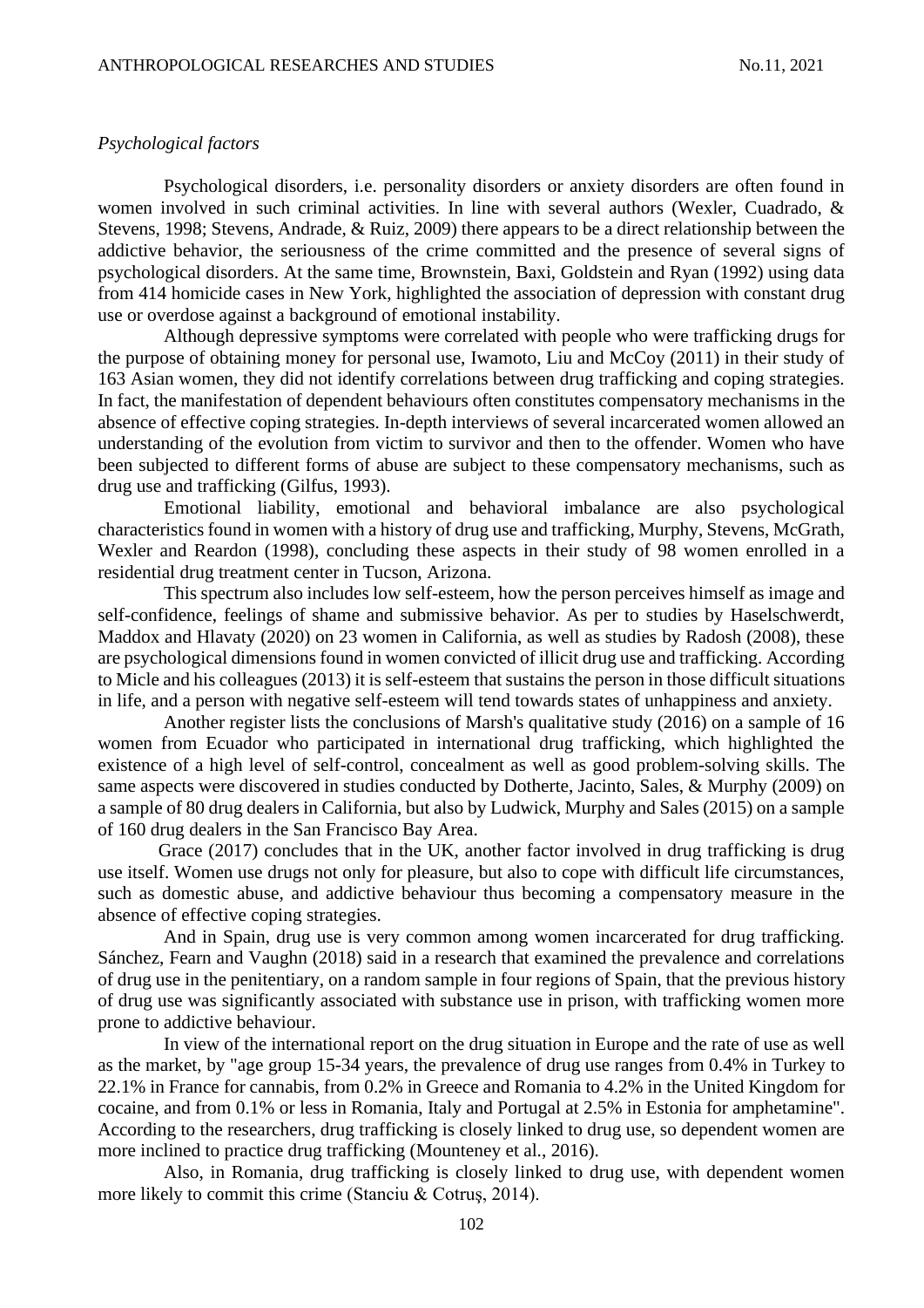*Psychological factors*

Psychological disorders, i.e. personality disorders or anxiety disorders are often found in women involved in such criminal activities. In line with several authors (Wexler, Cuadrado, & Stevens, 1998; Stevens, Andrade, & Ruiz, 2009) there appears to be a direct relationship between the addictive behavior, the seriousness of the crime committed and the presence of several signs of psychological disorders. At the same time, Brownstein, Baxi, Goldstein and Ryan (1992) using data from 414 homicide cases in New York, highlighted the association of depression with constant drug use or overdose against a background of emotional instability.

Although depressive symptoms were correlated with people who were trafficking drugs for the purpose of obtaining money for personal use, Iwamoto, Liu and McCoy (2011) in their study of 163 Asian women, they did not identify correlations between drug trafficking and coping strategies. In fact, the manifestation of dependent behaviours often constitutes compensatory mechanisms in the absence of effective coping strategies. In-depth interviews of several incarcerated women allowed an understanding of the evolution from victim to survivor and then to the offender. Women who have been subjected to different forms of abuse are subject to these compensatory mechanisms, such as drug use and trafficking (Gilfus, 1993).

Emotional liability, emotional and behavioral imbalance are also psychological characteristics found in women with a history of drug use and trafficking, Murphy, Stevens, McGrath, Wexler and Reardon (1998), concluding these aspects in their study of 98 women enrolled in a residential drug treatment center in Tucson, Arizona.

This spectrum also includes low self-esteem, how the person perceives himself as image and self-confidence, feelings of shame and submissive behavior. As per to studies by Haselschwerdt, Maddox and Hlavaty (2020) on 23 women in California, as well as studies by Radosh (2008), these are psychological dimensions found in women convicted of illicit drug use and trafficking. According to Micle and his colleagues (2013) it is self-esteem that sustains the person in those difficult situations in life, and a person with negative self-esteem will tend towards states of unhappiness and anxiety.

Another register lists the conclusions of Marsh's qualitative study (2016) on a sample of 16 women from Ecuador who participated in international drug trafficking, which highlighted the existence of a high level of self-control, concealment as well as good problem-solving skills. The same aspects were discovered in studies conducted by Dotherte, Jacinto, Sales, & Murphy (2009) on a sample of 80 drug dealers in California, but also by Ludwick, Murphy and Sales (2015) on a sample of 160 drug dealers in the San Francisco Bay Area.

Grace (2017) concludes that in the UK, another factor involved in drug trafficking is drug use itself. Women use drugs not only for pleasure, but also to cope with difficult life circumstances, such as domestic abuse, and addictive behaviour thus becoming a compensatory measure in the absence of effective coping strategies.

And in Spain, drug use is very common among women incarcerated for drug trafficking. Sánchez, Fearn and Vaughn (2018) said in a research that examined the prevalence and correlations of drug use in the penitentiary, on a random sample in four regions of Spain, that the previous history of drug use was significantly associated with substance use in prison, with trafficking women more prone to addictive behaviour.

In view of the international report on the drug situation in Europe and the rate of use as well as the market, by "age group 15-34 years, the prevalence of drug use ranges from 0.4% in Turkey to 22.1% in France for cannabis, from 0.2% in Greece and Romania to 4.2% in the United Kingdom for cocaine, and from 0.1% or less in Romania, Italy and Portugal at 2.5% in Estonia for amphetamine". According to the researchers, drug trafficking is closely linked to drug use, so dependent women are more inclined to practice drug trafficking (Mounteney et al., 2016).

Also, in Romania, drug trafficking is closely linked to drug use, with dependent women more likely to commit this crime (Stanciu & Cotruş, 2014).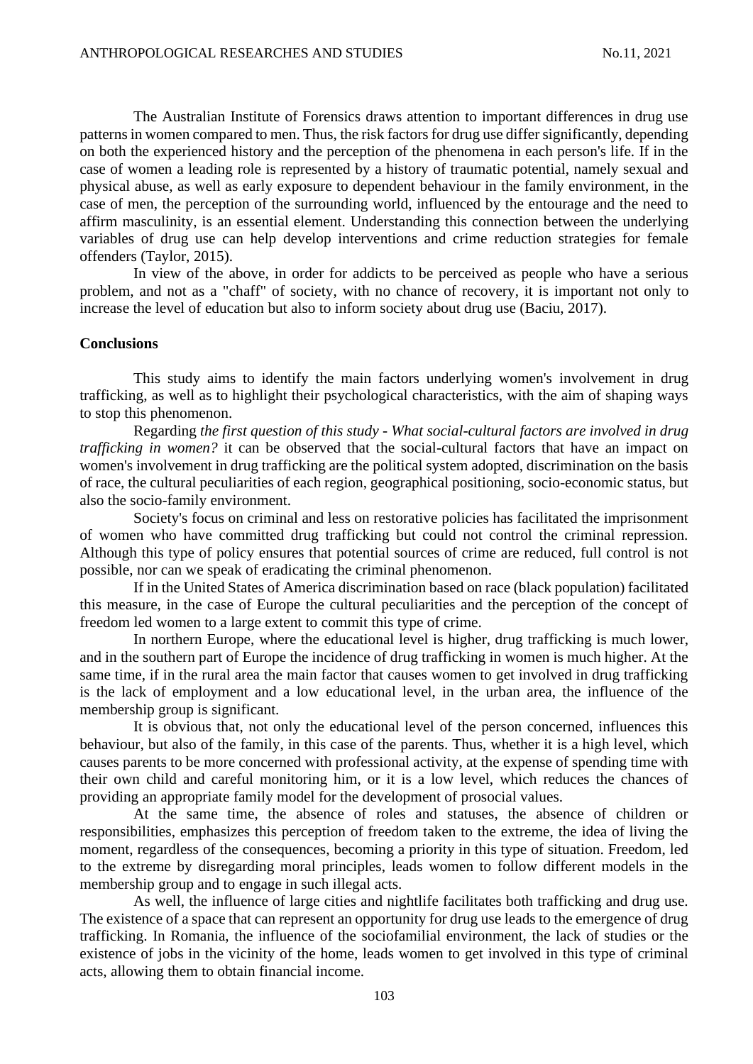The Australian Institute of Forensics draws attention to important differences in drug use patterns in women compared to men. Thus, the risk factors for drug use differ significantly, depending on both the experienced history and the perception of the phenomena in each person's life. If in the case of women a leading role is represented by a history of traumatic potential, namely sexual and physical abuse, as well as early exposure to dependent behaviour in the family environment, in the case of men, the perception of the surrounding world, influenced by the entourage and the need to affirm masculinity, is an essential element. Understanding this connection between the underlying variables of drug use can help develop interventions and crime reduction strategies for female offenders (Taylor, 2015).

In view of the above, in order for addicts to be perceived as people who have a serious problem, and not as a "chaff" of society, with no chance of recovery, it is important not only to increase the level of education but also to inform society about drug use (Baciu, 2017).

**Conclusions**

This study aims to identify the main factors underlying women's involvement in drug trafficking, as well as to highlight their psychological characteristics, with the aim of shaping ways to stop this phenomenon.

Regarding *the first question of this study - What social-cultural factors are involved in drug trafficking in women?* it can be observed that the social-cultural factors that have an impact on women's involvement in drug trafficking are the political system adopted, discrimination on the basis of race, the cultural peculiarities of each region, geographical positioning, socio-economic status, but also the socio-family environment.

Society's focus on criminal and less on restorative policies has facilitated the imprisonment of women who have committed drug trafficking but could not control the criminal repression. Although this type of policy ensures that potential sources of crime are reduced, full control is not possible, nor can we speak of eradicating the criminal phenomenon.

If in the United States of America discrimination based on race (black population) facilitated this measure, in the case of Europe the cultural peculiarities and the perception of the concept of freedom led women to a large extent to commit this type of crime.

In northern Europe, where the educational level is higher, drug trafficking is much lower, and in the southern part of Europe the incidence of drug trafficking in women is much higher. At the same time, if in the rural area the main factor that causes women to get involved in drug trafficking is the lack of employment and a low educational level, in the urban area, the influence of the membership group is significant.

It is obvious that, not only the educational level of the person concerned, influences this behaviour, but also of the family, in this case of the parents. Thus, whether it is a high level, which causes parents to be more concerned with professional activity, at the expense of spending time with their own child and careful monitoring him, or it is a low level, which reduces the chances of providing an appropriate family model for the development of prosocial values.

At the same time, the absence of roles and statuses, the absence of children or responsibilities, emphasizes this perception of freedom taken to the extreme, the idea of living the moment, regardless of the consequences, becoming a priority in this type of situation. Freedom, led to the extreme by disregarding moral principles, leads women to follow different models in the membership group and to engage in such illegal acts.

As well, the influence of large cities and nightlife facilitates both trafficking and drug use. The existence of a space that can represent an opportunity for drug use leads to the emergence of drug trafficking. In Romania, the influence of the sociofamilial environment, the lack of studies or the existence of jobs in the vicinity of the home, leads women to get involved in this type of criminal acts, allowing them to obtain financial income.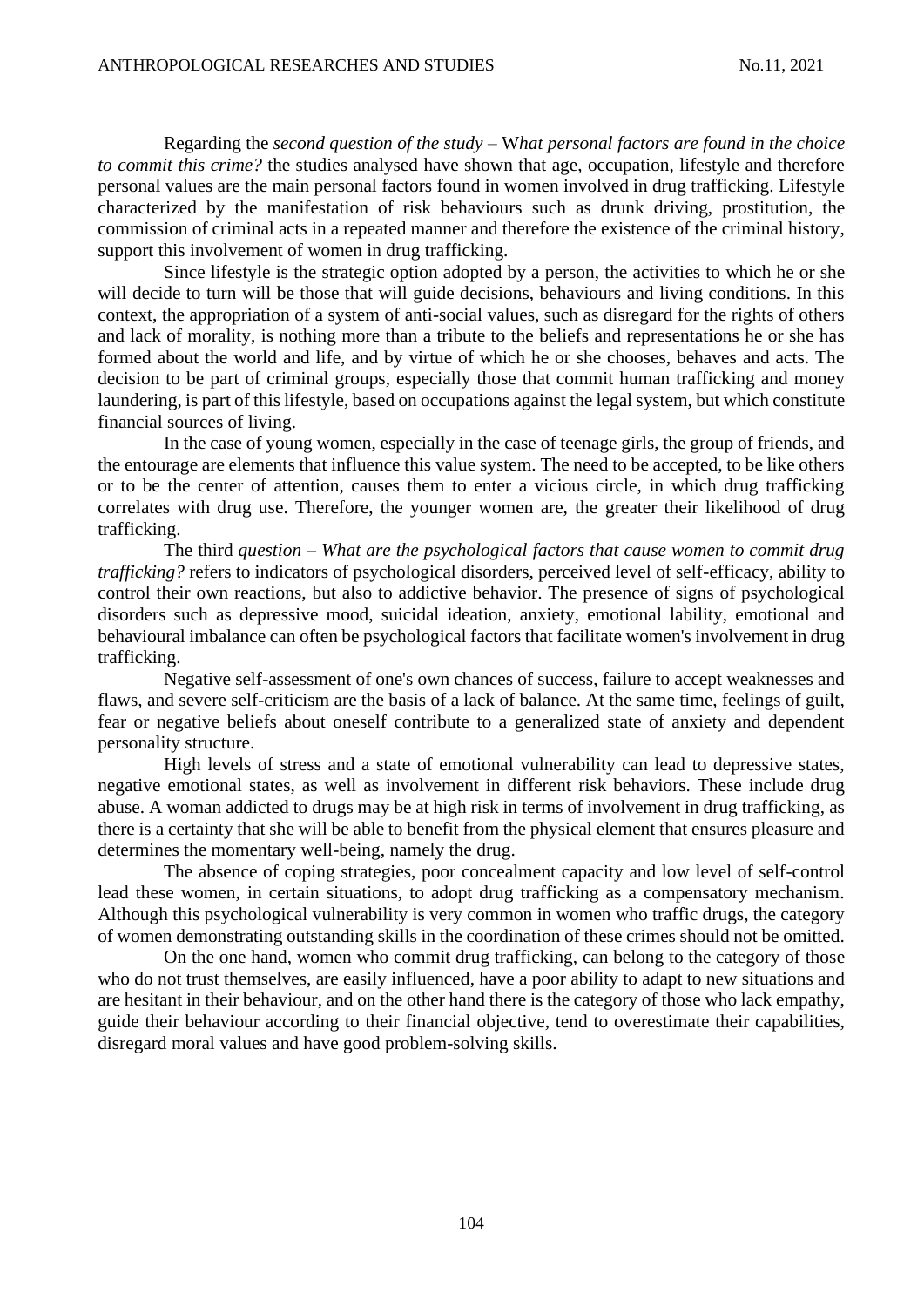Regarding the *second question of the study* – W*hat personal factors are found in the choice to commit this crime?* the studies analysed have shown that age, occupation, lifestyle and therefore personal values are the main personal factors found in women involved in drug trafficking. Lifestyle characterized by the manifestation of risk behaviours such as drunk driving, prostitution, the commission of criminal acts in a repeated manner and therefore the existence of the criminal history, support this involvement of women in drug trafficking.

Since lifestyle is the strategic option adopted by a person, the activities to which he or she will decide to turn will be those that will guide decisions, behaviours and living conditions. In this context, the appropriation of a system of anti-social values, such as disregard for the rights of others and lack of morality, is nothing more than a tribute to the beliefs and representations he or she has formed about the world and life, and by virtue of which he or she chooses, behaves and acts. The decision to be part of criminal groups, especially those that commit human trafficking and money laundering, is part of this lifestyle, based on occupations against the legal system, but which constitute financial sources of living.

In the case of young women, especially in the case of teenage girls, the group of friends, and the entourage are elements that influence this value system. The need to be accepted, to be like others or to be the center of attention, causes them to enter a vicious circle, in which drug trafficking correlates with drug use. Therefore, the younger women are, the greater their likelihood of drug trafficking.

The third *question* – *What are the psychological factors that cause women to commit drug trafficking?* refers to indicators of psychological disorders, perceived level of self-efficacy, ability to control their own reactions, but also to addictive behavior. The presence of signs of psychological disorders such as depressive mood, suicidal ideation, anxiety, emotional lability, emotional and behavioural imbalance can often be psychological factors that facilitate women's involvement in drug trafficking.

Negative self-assessment of one's own chances of success, failure to accept weaknesses and flaws, and severe self-criticism are the basis of a lack of balance. At the same time, feelings of guilt, fear or negative beliefs about oneself contribute to a generalized state of anxiety and dependent personality structure.

High levels of stress and a state of emotional vulnerability can lead to depressive states, negative emotional states, as well as involvement in different risk behaviors. These include drug abuse. A woman addicted to drugs may be at high risk in terms of involvement in drug trafficking, as there is a certainty that she will be able to benefit from the physical element that ensures pleasure and determines the momentary well-being, namely the drug.

The absence of coping strategies, poor concealment capacity and low level of self-control lead these women, in certain situations, to adopt drug trafficking as a compensatory mechanism. Although this psychological vulnerability is very common in women who traffic drugs, the category of women demonstrating outstanding skills in the coordination of these crimes should not be omitted.

On the one hand, women who commit drug trafficking, can belong to the category of those who do not trust themselves, are easily influenced, have a poor ability to adapt to new situations and are hesitant in their behaviour, and on the other hand there is the category of those who lack empathy, guide their behaviour according to their financial objective, tend to overestimate their capabilities, disregard moral values and have good problem-solving skills.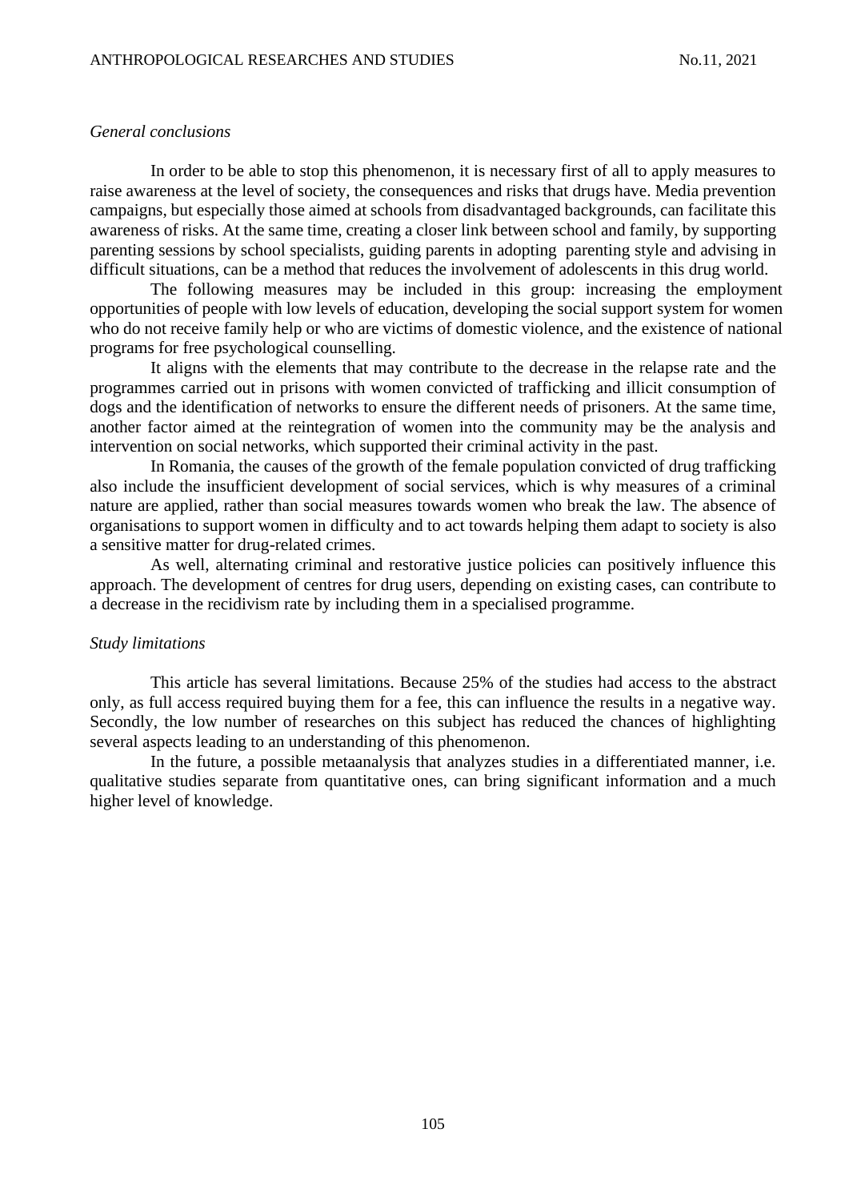*General conclusions*

In order to be able to stop this phenomenon, it is necessary first of all to apply measures to raise awareness at the level of society, the consequences and risks that drugs have. Media prevention campaigns, but especially those aimed at schools from disadvantaged backgrounds, can facilitate this awareness of risks. At the same time, creating a closer link between school and family, by supporting parenting sessions by school specialists, guiding parents in adopting parenting style and advising in difficult situations, can be a method that reduces the involvement of adolescents in this drug world.

The following measures may be included in this group: increasing the employment opportunities of people with low levels of education, developing the social support system for women who do not receive family help or who are victims of domestic violence, and the existence of national programs for free psychological counselling.

It aligns with the elements that may contribute to the decrease in the relapse rate and the programmes carried out in prisons with women convicted of trafficking and illicit consumption of dogs and the identification of networks to ensure the different needs of prisoners. At the same time, another factor aimed at the reintegration of women into the community may be the analysis and intervention on social networks, which supported their criminal activity in the past.

In Romania, the causes of the growth of the female population convicted of drug trafficking also include the insufficient development of social services, which is why measures of a criminal nature are applied, rather than social measures towards women who break the law. The absence of organisations to support women in difficulty and to act towards helping them adapt to society is also a sensitive matter for drug-related crimes.

As well, alternating criminal and restorative justice policies can positively influence this approach. The development of centres for drug users, depending on existing cases, can contribute to a decrease in the recidivism rate by including them in a specialised programme.

*Study limitations*

This article has several limitations. Because 25% of the studies had access to the abstract only, as full access required buying them for a fee, this can influence the results in a negative way. Secondly, the low number of researches on this subject has reduced the chances of highlighting several aspects leading to an understanding of this phenomenon.

In the future, a possible metaanalysis that analyzes studies in a differentiated manner, i.e. qualitative studies separate from quantitative ones, can bring significant information and a much higher level of knowledge.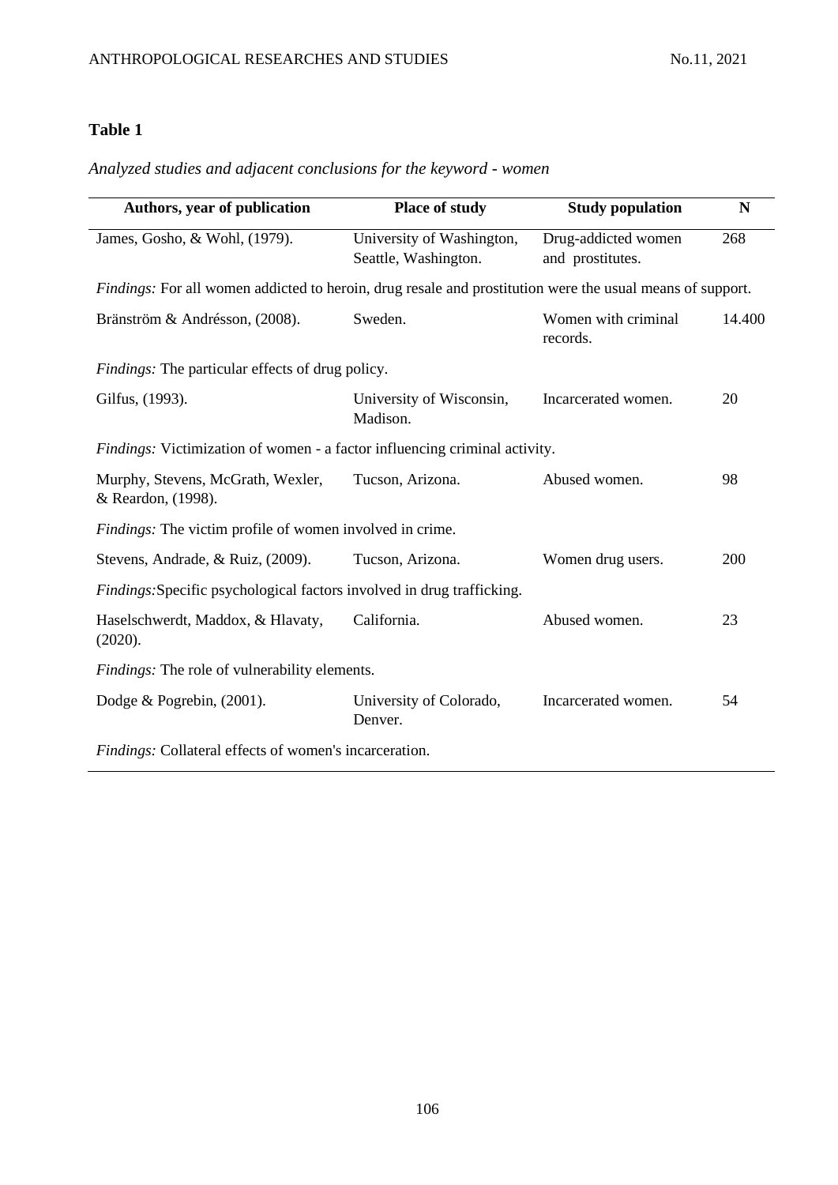**Table 1**

*Analyzed studies and adjacent conclusions for the keyword - women*

| Authors, year of publication | Place of study | Study population | N |
|---|---|---|---|
| James, Gosho, & Wohl, (1979). | University of Washington, Seattle, Washington. | Drug-addicted women and prostitutes. | 268 |
| *Findings:* For all women addicted to heroin, drug resale and prostitution were the usual means of support. | | | |
| Bränström & Andrésson, (2008). | Sweden. | Women with criminal records. | 14.400 |
| *Findings:* The particular effects of drug policy. | | | |
| Gilfus, (1993). | University of Wisconsin, Madison. | Incarcerated women. | 20 |
| *Findings:* Victimization of women - a factor influencing criminal activity. | | | |
| Murphy, Stevens, McGrath, Wexler, & Reardon, (1998). | Tucson, Arizona. | Abused women. | 98 |
| *Findings:* The victim profile of women involved in crime. | | | |
| Stevens, Andrade, & Ruiz, (2009). | Tucson, Arizona. | Women drug users. | 200 |
| *Findings:*Specific psychological factors involved in drug trafficking. | | | |
| Haselschwerdt, Maddox, & Hlavaty, (2020). | California. | Abused women. | 23 |
| *Findings:* The role of vulnerability elements. | | | |
| Dodge & Pogrebin, (2001). | University of Colorado, Denver. | Incarcerated women. | 54 |
| *Findings:* Collateral effects of women's incarceration. | | | |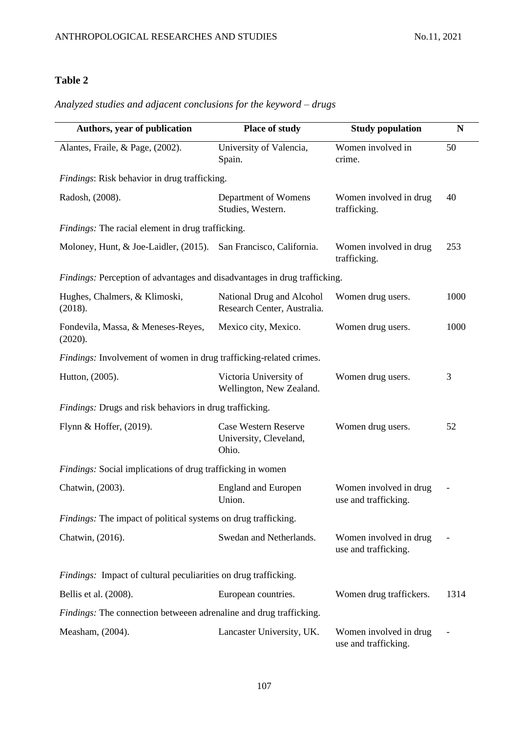## Table 2

*Analyzed studies and adjacent conclusions for the keyword – drugs*

| Authors, year of publication | Place of study | Study population | N |
|---|---|---|---|
| Alantes, Fraile, & Page, (2002). | University of Valencia, Spain. | Women involved in crime. | 50 |
| *Findings*: Risk behavior in drug trafficking. | | | |
| Radosh, (2008). | Department of Womens Studies, Western. | Women involved in drug trafficking. | 40 |
| *Findings:* The racial element in drug trafficking. | | | |
| Moloney, Hunt, & Joe-Laidler, (2015). | San Francisco, California. | Women involved in drug trafficking. | 253 |
| *Findings:* Perception of advantages and disadvantages in drug trafficking. | | | |
| Hughes, Chalmers, & Klimoski, (2018). | National Drug and Alcohol Research Center, Australia. | Women drug users. | 1000 |
| Fondevila, Massa, & Meneses-Reyes, (2020). | Mexico city, Mexico. | Women drug users. | 1000 |
| *Findings:* Involvement of women in drug trafficking-related crimes. | | | |
| Hutton, (2005). | Victoria University of Wellington, New Zealand. | Women drug users. | 3 |
| *Findings:* Drugs and risk behaviors in drug trafficking. | | | |
| Flynn & Hoffer, (2019). | Case Western Reserve University, Cleveland, Ohio. | Women drug users. | 52 |
| *Findings:* Social implications of drug trafficking in women | | | |
| Chatwin, (2003). | England and Europen Union. | Women involved in drug use and trafficking. | - |
| *Findings:* The impact of political systems on drug trafficking. | | | |
| Chatwin, (2016). | Swedan and Netherlands. | Women involved in drug use and trafficking. | - |
| *Findings:* Impact of cultural peculiarities on drug trafficking. | | | |
| Bellis et al. (2008). | European countries. | Women drug traffickers. | 1314 |
| *Findings:* The connection betweeen adrenaline and drug trafficking. | | | |
| Measham, (2004). | Lancaster University, UK. | Women involved in drug use and trafficking. | - |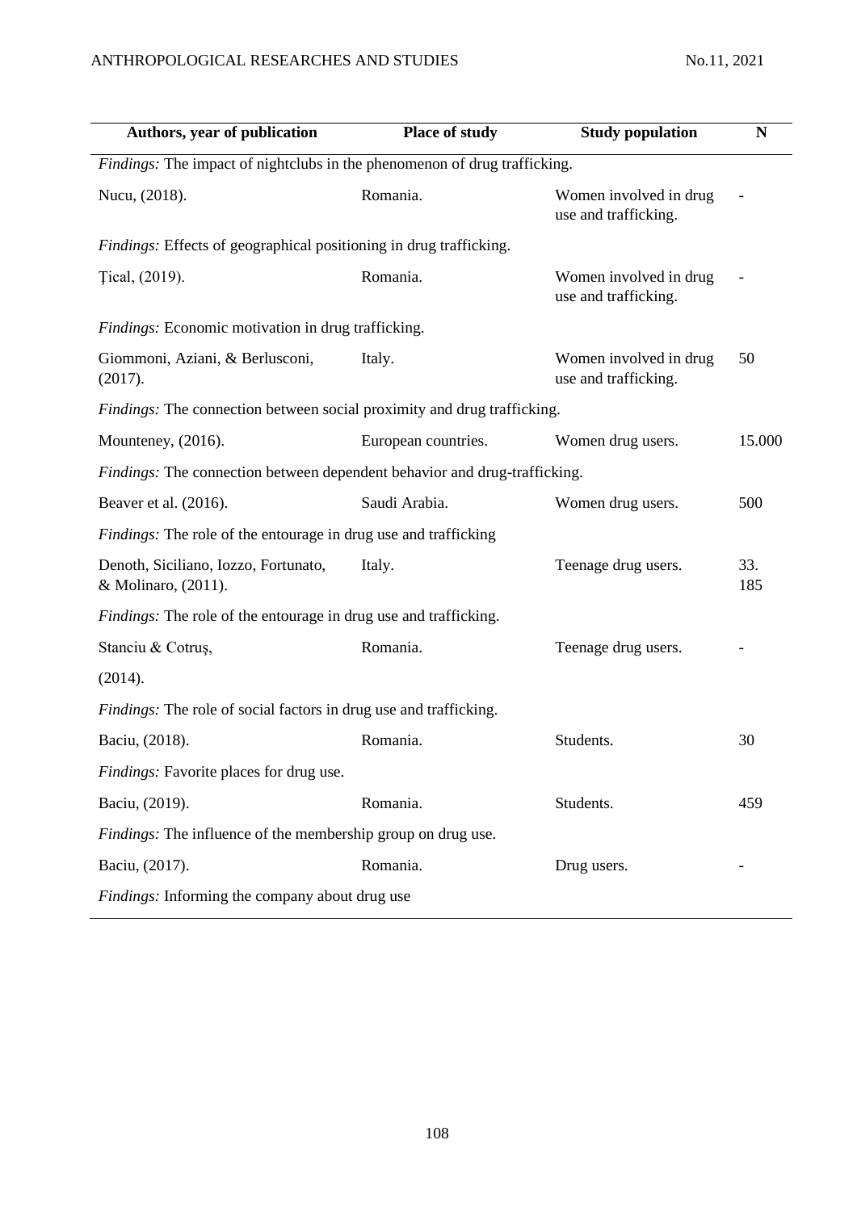| Authors, year of publication | Place of study | Study population | N |
|---|---|---|---|
| *Findings:* The impact of nightclubs in the phenomenon of drug trafficking. | | | |
| Nucu, (2018). | Romania. | Women involved in drug use and trafficking. | - |
| *Findings:* Effects of geographical positioning in drug trafficking. | | | |
| Ţical, (2019). | Romania. | Women involved in drug use and trafficking. | - |
| *Findings:* Economic motivation in drug trafficking. | | | |
| Giommoni, Aziani, & Berlusconi, (2017). | Italy. | Women involved in drug use and trafficking. | 50 |
| *Findings:* The connection between social proximity and drug trafficking. | | | |
| Mounteney, (2016). | European countries. | Women drug users. | 15.000 |
| *Findings:* The connection between dependent behavior and drug-trafficking. | | | |
| Beaver et al. (2016). | Saudi Arabia. | Women drug users. | 500 |
| *Findings:* The role of the entourage in drug use and trafficking | | | |
| Denoth, Siciliano, Iozzo, Fortunato, & Molinaro, (2011). | Italy. | Teenage drug users. | 33. 185 |
| *Findings:* The role of the entourage in drug use and trafficking. | | | |
| Stanciu & Cotruș, (2014). | Romania. | Teenage drug users. | - |
| *Findings:* The role of social factors in drug use and trafficking. | | | |
| Baciu, (2018). | Romania. | Students. | 30 |
| *Findings:* Favorite places for drug use. | | | |
| Baciu, (2019). | Romania. | Students. | 459 |
| *Findings:* The influence of the membership group on drug use. | | | |
| Baciu, (2017). | Romania. | Drug users. | - |
| *Findings:* Informing the company about drug use | | | |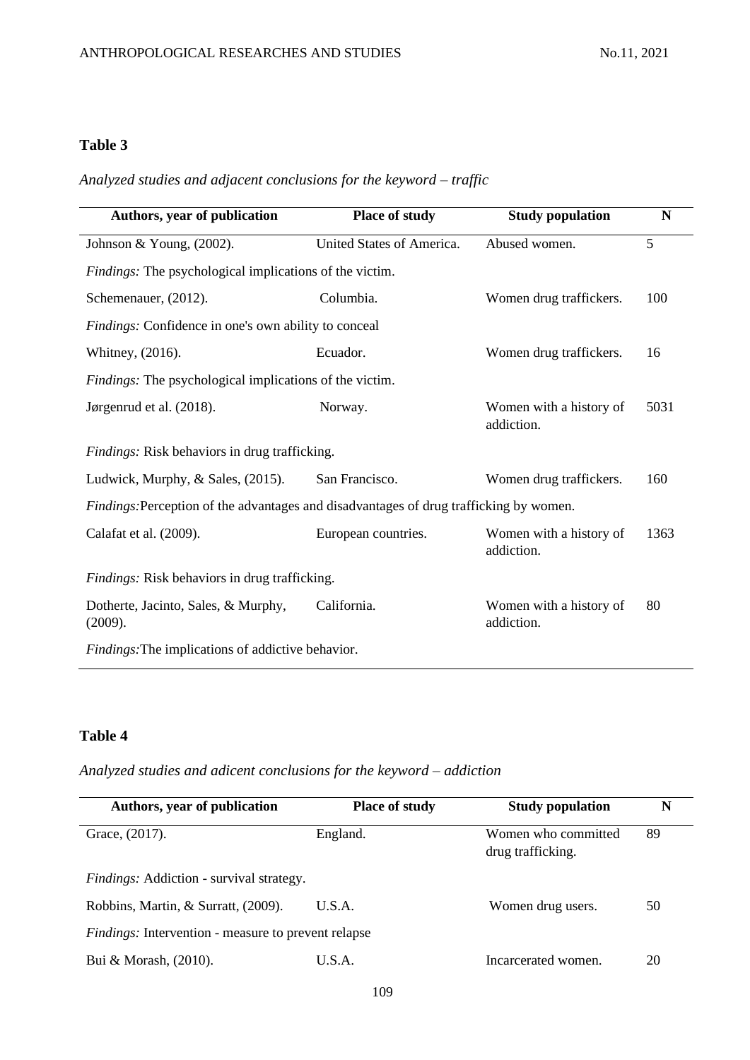**Table 3**

*Analyzed studies and adjacent conclusions for the keyword – traffic*

| Authors, year of publication | Place of study | Study population | N |
|---|---|---|---|
| Johnson & Young, (2002). | United States of America. | Abused women. | 5 |
| *Findings:* The psychological implications of the victim. | | | |
| Schemenauer, (2012). | Columbia. | Women drug traffickers. | 100 |
| *Findings:* Confidence in one's own ability to conceal | | | |
| Whitney, (2016). | Ecuador. | Women drug traffickers. | 16 |
| *Findings:* The psychological implications of the victim. | | | |
| Jørgenrud et al. (2018). | Norway. | Women with a history of addiction. | 5031 |
| *Findings:* Risk behaviors in drug trafficking. | | | |
| Ludwick, Murphy, & Sales, (2015). | San Francisco. | Women drug traffickers. | 160 |
| *Findings:*Perception of the advantages and disadvantages of drug trafficking by women. | | | |
| Calafat et al. (2009). | European countries. | Women with a history of addiction. | 1363 |
| *Findings:* Risk behaviors in drug trafficking. | | | |
| Dotherte, Jacinto, Sales, & Murphy, (2009). | California. | Women with a history of addiction. | 80 |
| *Findings:*The implications of addictive behavior. | | | |

**Table 4**

*Analyzed studies and adicent conclusions for the keyword – addiction*

| Authors, year of publication | Place of study | Study population | N |
|---|---|---|---|
| Grace, (2017). | England. | Women who committed drug trafficking. | 89 |
| *Findings:* Addiction - survival strategy. | | | |
| Robbins, Martin, & Surratt, (2009). | U.S.A. | Women drug users. | 50 |
| *Findings:* Intervention - measure to prevent relapse | | | |
| Bui & Morash, (2010). | U.S.A. | Incarcerated women. | 20 |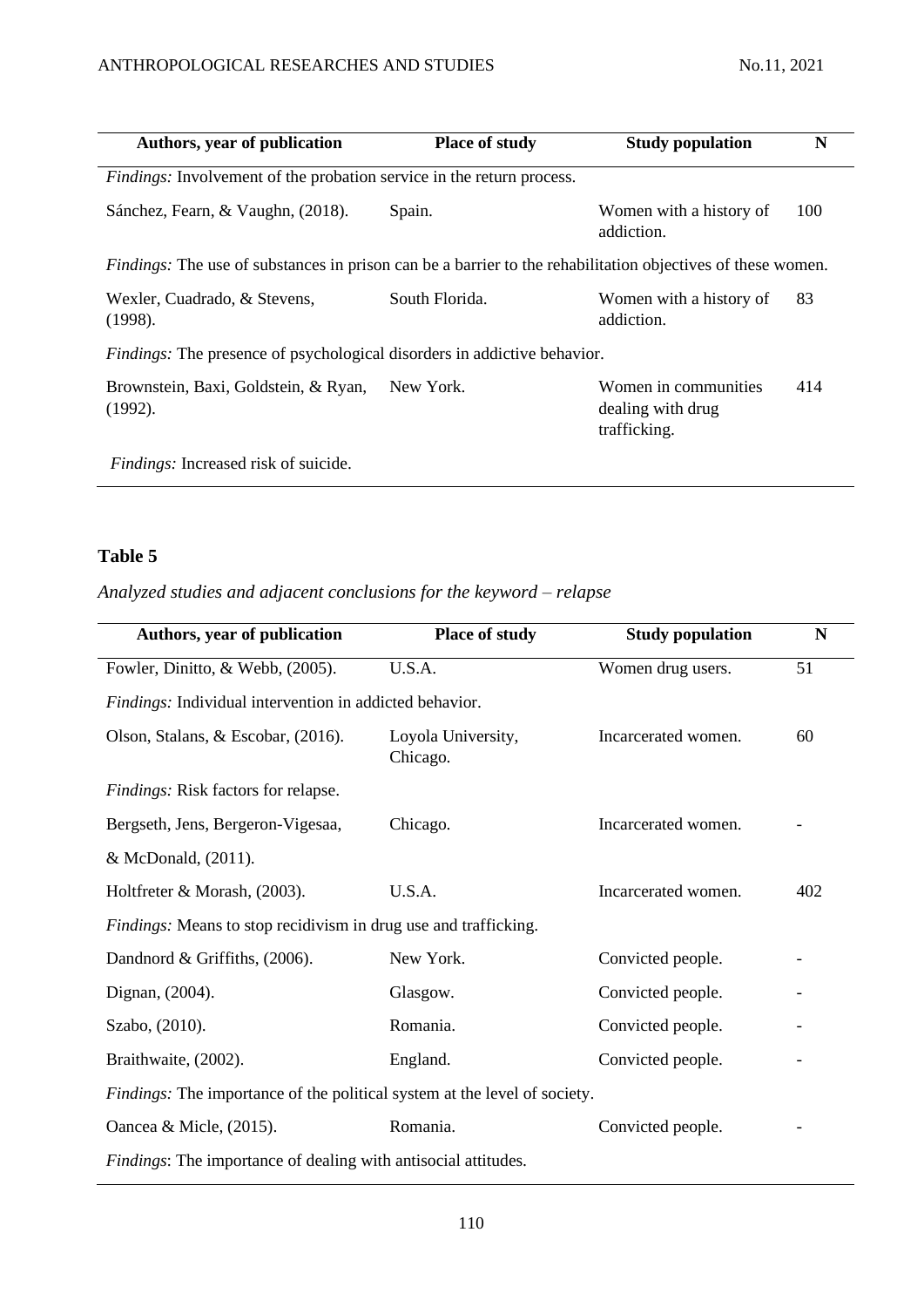| Authors, year of publication | Place of study | Study population | N |
|---|---|---|---|
| *Findings:* Involvement of the probation service in the return process. | | | |
| Sánchez, Fearn, & Vaughn, (2018). | Spain. | Women with a history of addiction. | 100 |
| *Findings:* The use of substances in prison can be a barrier to the rehabilitation objectives of these women. | | | |
| Wexler, Cuadrado, & Stevens, (1998). | South Florida. | Women with a history of addiction. | 83 |
| *Findings:* The presence of psychological disorders in addictive behavior. | | | |
| Brownstein, Baxi, Goldstein, & Ryan, (1992). | New York. | Women in communities dealing with drug trafficking. | 414 |
| *Findings:* Increased risk of suicide. | | | |

**Table 5**

*Analyzed studies and adjacent conclusions for the keyword – relapse*

| Authors, year of publication | Place of study | Study population | N |
|---|---|---|---|
| Fowler, Dinitto, & Webb, (2005). | U.S.A. | Women drug users. | 51 |
| *Findings:* Individual intervention in addicted behavior. | | | |
| Olson, Stalans, & Escobar, (2016). | Loyola University, Chicago. | Incarcerated women. | 60 |
| *Findings:* Risk factors for relapse. | | | |
| Bergseth, Jens, Bergeron-Vigesaa, & McDonald, (2011). | Chicago. | Incarcerated women. | - |
| Holtfreter & Morash, (2003). | U.S.A. | Incarcerated women. | 402 |
| *Findings:* Means to stop recidivism in drug use and trafficking. | | | |
| Dandnord & Griffiths, (2006). | New York. | Convicted people. | - |
| Dignan, (2004). | Glasgow. | Convicted people. | - |
| Szabo, (2010). | Romania. | Convicted people. | - |
| Braithwaite, (2002). | England. | Convicted people. | - |
| *Findings:* The importance of the political system at the level of society. | | | |
| Oancea & Micle, (2015). | Romania. | Convicted people. | - |
| *Findings*: The importance of dealing with antisocial attitudes. | | | |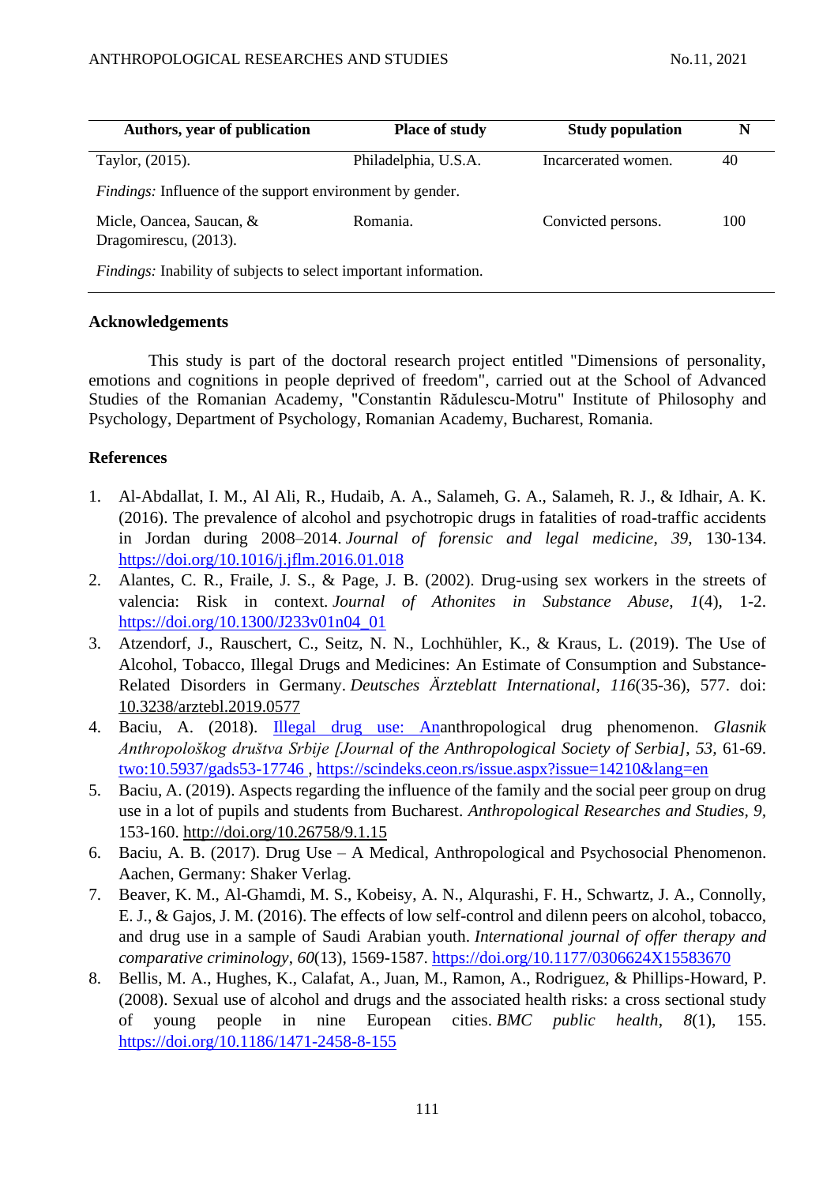| Authors, year of publication | Place of study | Study population | N |
|---|---|---|---|
| Taylor, (2015). | Philadelphia, U.S.A. | Incarcerated women. | 40 |
| *Findings:* Influence of the support environment by gender. | | | |
| Micle, Oancea, Saucan, & Dragomirescu, (2013). | Romania. | Convicted persons. | 100 |
| *Findings:* Inability of subjects to select important information. | | | |

### Acknowledgements

This study is part of the doctoral research project entitled "Dimensions of personality, emotions and cognitions in people deprived of freedom", carried out at the School of Advanced Studies of the Romanian Academy, "Constantin Rădulescu-Motru" Institute of Philosophy and Psychology, Department of Psychology, Romanian Academy, Bucharest, Romania.

### References

1. Al-Abdallat, I. M., Al Ali, R., Hudaib, A. A., Salameh, G. A., Salameh, R. J., & Idhair, A. K. (2016). The prevalence of alcohol and psychotropic drugs in fatalities of road-traffic accidents in Jordan during 2008–2014. *Journal of forensic and legal medicine*, *39*, 130-134. https://doi.org/10.1016/j.jflm.2016.01.018
2. Alantes, C. R., Fraile, J. S., & Page, J. B. (2002). Drug-using sex workers in the streets of valencia: Risk in context. *Journal of Athonites in Substance Abuse*, *1*(4), 1-2. https://doi.org/10.1300/J233v01n04_01
3. Atzendorf, J., Rauschert, C., Seitz, N. N., Lochhühler, K., & Kraus, L. (2019). The Use of Alcohol, Tobacco, Illegal Drugs and Medicines: An Estimate of Consumption and Substance-Related Disorders in Germany. *Deutsches Ärzteblatt International*, *116*(35-36), 577. doi: 10.3238/arztebl.2019.0577
4. Baciu, A. (2018). Illegal drug use: Ananthropological drug phenomenon. *Glasnik Anthropološkog društva Srbije [Journal of the Anthropological Society of Serbia]*, *53,* 61-69. two:10.5937/gads53-17746 , https://scindeks.ceon.rs/issue.aspx?issue=14210&lang=en
5. Baciu, A. (2019). Aspects regarding the influence of the family and the social peer group on drug use in a lot of pupils and students from Bucharest. *Anthropological Researches and Studies*, *9*, 153-160. http://doi.org/10.26758/9.1.15
6. Baciu, A. B. (2017). Drug Use – A Medical, Anthropological and Psychosocial Phenomenon. Aachen, Germany: Shaker Verlag.
7. Beaver, K. M., Al-Ghamdi, M. S., Kobeisy, A. N., Alqurashi, F. H., Schwartz, J. A., Connolly, E. J., & Gajos, J. M. (2016). The effects of low self-control and dilenn peers on alcohol, tobacco, and drug use in a sample of Saudi Arabian youth. *International journal of offer therapy and comparative criminology*, *60*(13), 1569-1587. https://doi.org/10.1177/0306624X15583670
8. Bellis, M. A., Hughes, K., Calafat, A., Juan, M., Ramon, A., Rodriguez, & Phillips-Howard, P. (2008). Sexual use of alcohol and drugs and the associated health risks: a cross sectional study of young people in nine European cities. *BMC public health*, *8*(1), 155. https://doi.org/10.1186/1471-2458-8-155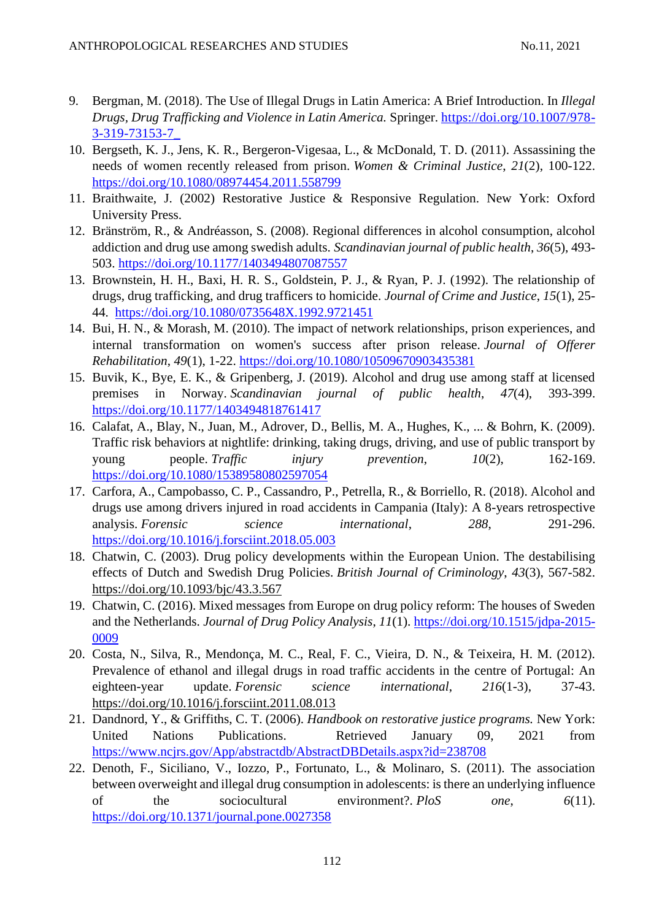9. Bergman, M. (2018). The Use of Illegal Drugs in Latin America: A Brief Introduction. In *Illegal Drugs, Drug Trafficking and Violence in Latin America.* Springer. https://doi.org/10.1007/978-3-319-73153-7_
10. Bergseth, K. J., Jens, K. R., Bergeron-Vigesaa, L., & McDonald, T. D. (2011). Assassining the needs of women recently released from prison. *Women & Criminal Justice, 21*(2), 100-122. https://doi.org/10.1080/08974454.2011.558799
11. Braithwaite, J. (2002) Restorative Justice & Responsive Regulation. New York: Oxford University Press.
12. Bränström, R., & Andréasson, S. (2008). Regional differences in alcohol consumption, alcohol addiction and drug use among swedish adults. *Scandinavian journal of public health*, *36*(5), 493-503. https://doi.org/10.1177/1403494807087557
13. Brownstein, H. H., Baxi, H. R. S., Goldstein, P. J., & Ryan, P. J. (1992). The relationship of drugs, drug trafficking, and drug trafficers to homicide. *Journal of Crime and Justice*, *15*(1), 25-44. https://doi.org/10.1080/0735648X.1992.9721451
14. Bui, H. N., & Morash, M. (2010). The impact of network relationships, prison experiences, and internal transformation on women's success after prison release. *Journal of Offerer Rehabilitation*, *49*(1), 1-22. https://doi.org/10.1080/10509670903435381
15. Buvik, K., Bye, E. K., & Gripenberg, J. (2019). Alcohol and drug use among staff at licensed premises in Norway. *Scandinavian journal of public health*, *47*(4), 393-399. https://doi.org/10.1177/1403494818761417
16. Calafat, A., Blay, N., Juan, M., Adrover, D., Bellis, M. A., Hughes, K., ... & Bohrn, K. (2009). Traffic risk behaviors at nightlife: drinking, taking drugs, driving, and use of public transport by young people. *Traffic injury prevention*, *10*(2), 162-169. https://doi.org/10.1080/15389580802597054
17. Carfora, A., Campobasso, C. P., Cassandro, P., Petrella, R., & Borriello, R. (2018). Alcohol and drugs use among drivers injured in road accidents in Campania (Italy): A 8-years retrospective analysis. *Forensic science international*, *288*, 291-296. https://doi.org/10.1016/j.forsciint.2018.05.003
18. Chatwin, C. (2003). Drug policy developments within the European Union. The destabilising effects of Dutch and Swedish Drug Policies. *British Journal of Criminology*, *43*(3), 567-582. https://doi.org/10.1093/bjc/43.3.567
19. Chatwin, C. (2016). Mixed messages from Europe on drug policy reform: The houses of Sweden and the Netherlands. *Journal of Drug Policy Analysis*, *11*(1). https://doi.org/10.1515/jdpa-2015-0009
20. Costa, N., Silva, R., Mendonça, M. C., Real, F. C., Vieira, D. N., & Teixeira, H. M. (2012). Prevalence of ethanol and illegal drugs in road traffic accidents in the centre of Portugal: An eighteen-year update. *Forensic science international*, *216*(1-3), 37-43. https://doi.org/10.1016/j.forsciint.2011.08.013
21. Dandnord, Y., & Griffiths, C. T. (2006). *Handbook on restorative justice programs.* New York: United Nations Publications. Retrieved January 09, 2021 from https://www.ncjrs.gov/App/abstractdb/AbstractDBDetails.aspx?id=238708
22. Denoth, F., Siciliano, V., Iozzo, P., Fortunato, L., & Molinaro, S. (2011). The association between overweight and illegal drug consumption in adolescents: is there an underlying influence of the sociocultural environment?. *PloS one*, *6*(11). https://doi.org/10.1371/journal.pone.0027358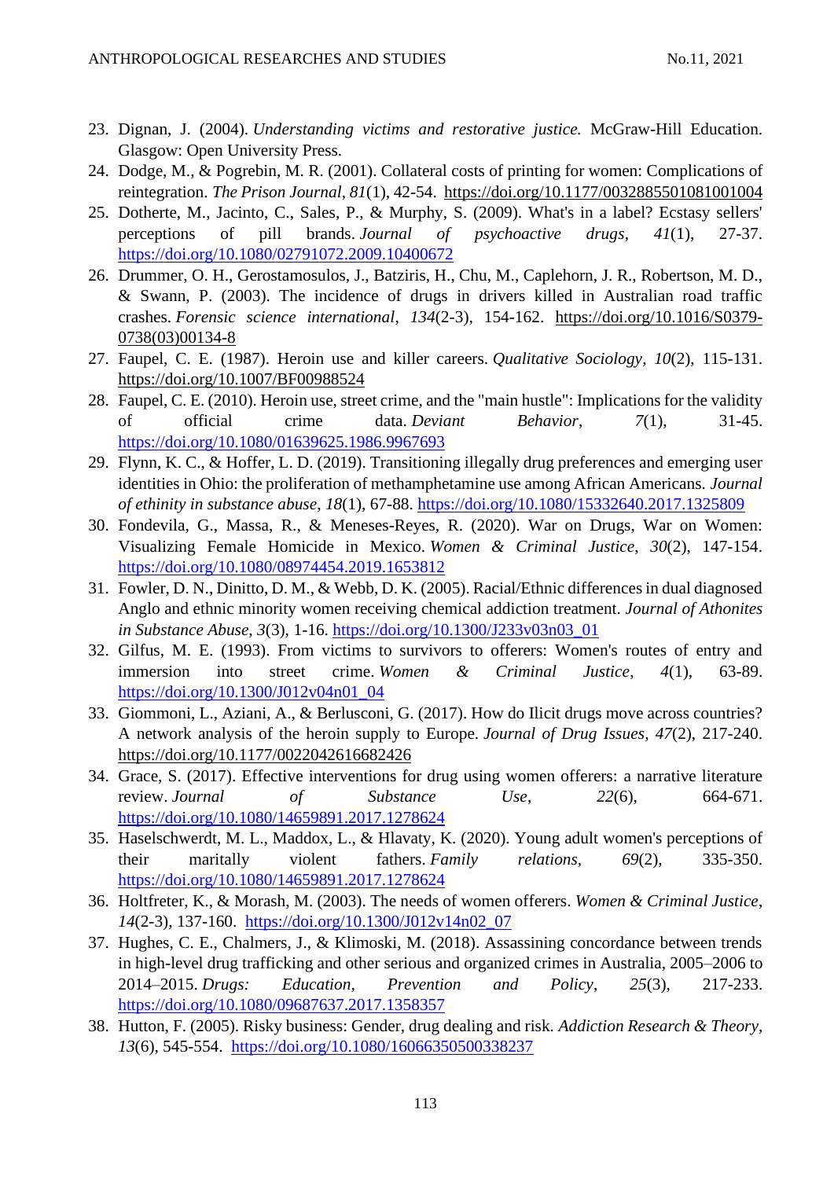23. Dignan, J. (2004). *Understanding victims and restorative justice.* McGraw-Hill Education. Glasgow: Open University Press.
24. Dodge, M., & Pogrebin, M. R. (2001). Collateral costs of printing for women: Complications of reintegration. *The Prison Journal*, *81*(1), 42-54. https://doi.org/10.1177/0032885501081001004
25. Dotherte, M., Jacinto, C., Sales, P., & Murphy, S. (2009). What's in a label? Ecstasy sellers' perceptions of pill brands. *Journal of psychoactive drugs*, *41*(1), 27-37. https://doi.org/10.1080/02791072.2009.10400672
26. Drummer, O. H., Gerostamosulos, J., Batziris, H., Chu, M., Caplehorn, J. R., Robertson, M. D., & Swann, P. (2003). The incidence of drugs in drivers killed in Australian road traffic crashes. *Forensic science international*, *134*(2-3), 154-162. https://doi.org/10.1016/S0379-0738(03)00134-8
27. Faupel, C. E. (1987). Heroin use and killer careers. *Qualitative Sociology*, *10*(2), 115-131. https://doi.org/10.1007/BF00988524
28. Faupel, C. E. (2010). Heroin use, street crime, and the "main hustle": Implications for the validity of official crime data. *Deviant Behavior*, *7*(1), 31-45. https://doi.org/10.1080/01639625.1986.9967693
29. Flynn, K. C., & Hoffer, L. D. (2019). Transitioning illegally drug preferences and emerging user identities in Ohio: the proliferation of methamphetamine use among African Americans. *Journal of ethinity in substance abuse*, *18*(1), 67-88. https://doi.org/10.1080/15332640.2017.1325809
30. Fondevila, G., Massa, R., & Meneses-Reyes, R. (2020). War on Drugs, War on Women: Visualizing Female Homicide in Mexico. *Women & Criminal Justice*, *30*(2), 147-154. https://doi.org/10.1080/08974454.2019.1653812
31. Fowler, D. N., Dinitto, D. M., & Webb, D. K. (2005). Racial/Ethnic differences in dual diagnosed Anglo and ethnic minority women receiving chemical addiction treatment. *Journal of Athonites in Substance Abuse*, *3*(3), 1-16. https://doi.org/10.1300/J233v03n03_01
32. Gilfus, M. E. (1993). From victims to survivors to offerers: Women's routes of entry and immersion into street crime. *Women & Criminal Justice*, *4*(1), 63-89. https://doi.org/10.1300/J012v04n01_04
33. Giommoni, L., Aziani, A., & Berlusconi, G. (2017). How do Ilicit drugs move across countries? A network analysis of the heroin supply to Europe. *Journal of Drug Issues*, *47*(2), 217-240. https://doi.org/10.1177/0022042616682426
34. Grace, S. (2017). Effective interventions for drug using women offerers: a narrative literature review. *Journal of Substance Use*, *22*(6), 664-671. https://doi.org/10.1080/14659891.2017.1278624
35. Haselschwerdt, M. L., Maddox, L., & Hlavaty, K. (2020). Young adult women's perceptions of their maritally violent fathers. *Family relations*, *69*(2), 335-350. https://doi.org/10.1080/14659891.2017.1278624
36. Holtfreter, K., & Morash, M. (2003). The needs of women offerers. *Women & Criminal Justice*, *14*(2-3), 137-160. https://doi.org/10.1300/J012v14n02_07
37. Hughes, C. E., Chalmers, J., & Klimoski, M. (2018). Assassining concordance between trends in high-level drug trafficking and other serious and organized crimes in Australia, 2005–2006 to 2014–2015. *Drugs: Education, Prevention and Policy*, *25*(3), 217-233. https://doi.org/10.1080/09687637.2017.1358357
38. Hutton, F. (2005). Risky business: Gender, drug dealing and risk. *Addiction Research & Theory*, *13*(6), 545-554. https://doi.org/10.1080/16066350500338237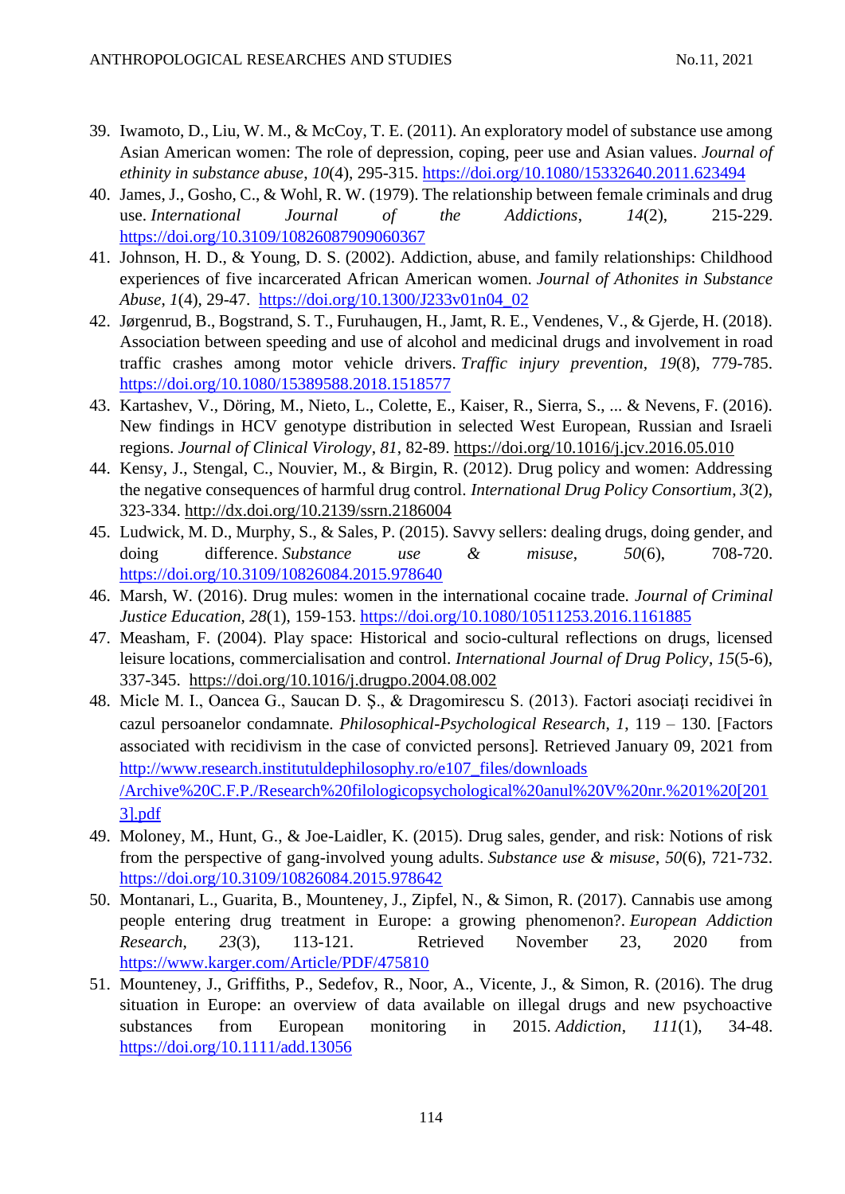39. Iwamoto, D., Liu, W. M., & McCoy, T. E. (2011). An exploratory model of substance use among Asian American women: The role of depression, coping, peer use and Asian values. *Journal of ethinity in substance abuse*, *10*(4), 295-315. https://doi.org/10.1080/15332640.2011.623494
40. James, J., Gosho, C., & Wohl, R. W. (1979). The relationship between female criminals and drug use. *International Journal of the Addictions*, *14*(2), 215-229. https://doi.org/10.3109/10826087909060367
41. Johnson, H. D., & Young, D. S. (2002). Addiction, abuse, and family relationships: Childhood experiences of five incarcerated African American women. *Journal of Athonites in Substance Abuse*, *1*(4), 29-47. https://doi.org/10.1300/J233v01n04_02
42. Jørgenrud, B., Bogstrand, S. T., Furuhaugen, H., Jamt, R. E., Vendenes, V., & Gjerde, H. (2018). Association between speeding and use of alcohol and medicinal drugs and involvement in road traffic crashes among motor vehicle drivers. *Traffic injury prevention*, *19*(8), 779-785. https://doi.org/10.1080/15389588.2018.1518577
43. Kartashev, V., Döring, M., Nieto, L., Colette, E., Kaiser, R., Sierra, S., ... & Nevens, F. (2016). New findings in HCV genotype distribution in selected West European, Russian and Israeli regions. *Journal of Clinical Virology*, *81*, 82-89. https://doi.org/10.1016/j.jcv.2016.05.010
44. Kensy, J., Stengal, C., Nouvier, M., & Birgin, R. (2012). Drug policy and women: Addressing the negative consequences of harmful drug control. *International Drug Policy Consortium*, *3*(2), 323-334. http://dx.doi.org/10.2139/ssrn.2186004
45. Ludwick, M. D., Murphy, S., & Sales, P. (2015). Savvy sellers: dealing drugs, doing gender, and doing difference. *Substance use & misuse*, *50*(6), 708-720. https://doi.org/10.3109/10826084.2015.978640
46. Marsh, W. (2016). Drug mules: women in the international cocaine trade. *Journal of Criminal Justice Education*, *28*(1), 159-153. https://doi.org/10.1080/10511253.2016.1161885
47. Measham, F. (2004). Play space: Historical and socio-cultural reflections on drugs, licensed leisure locations, commercialisation and control. *International Journal of Drug Policy*, *15*(5-6), 337-345. https://doi.org/10.1016/j.drugpo.2004.08.002
48. Micle M. I., Oancea G., Saucan D. Ș., & Dragomirescu S. (2013). Factori asociați recidivei în cazul persoanelor condamnate. *Philosophical-Psychological Research*, *1*, 119 – 130. [Factors associated with recidivism in the case of convicted persons]. Retrieved January 09, 2021 from http://www.research.institutuldephilosophy.ro/e107_files/downloads /Archive%20C.F.P./Research%20filologicopsychological%20anul%20V%20nr.%201%20[2013].pdf
49. Moloney, M., Hunt, G., & Joe-Laidler, K. (2015). Drug sales, gender, and risk: Notions of risk from the perspective of gang-involved young adults. *Substance use & misuse*, *50*(6), 721-732. https://doi.org/10.3109/10826084.2015.978642
50. Montanari, L., Guarita, B., Mounteney, J., Zipfel, N., & Simon, R. (2017). Cannabis use among people entering drug treatment in Europe: a growing phenomenon?. *European Addiction Research*, *23*(3), 113-121. Retrieved November 23, 2020 from https://www.karger.com/Article/PDF/475810
51. Mounteney, J., Griffiths, P., Sedefov, R., Noor, A., Vicente, J., & Simon, R. (2016). The drug situation in Europe: an overview of data available on illegal drugs and new psychoactive substances from European monitoring in 2015. *Addiction*, *111*(1), 34-48. https://doi.org/10.1111/add.13056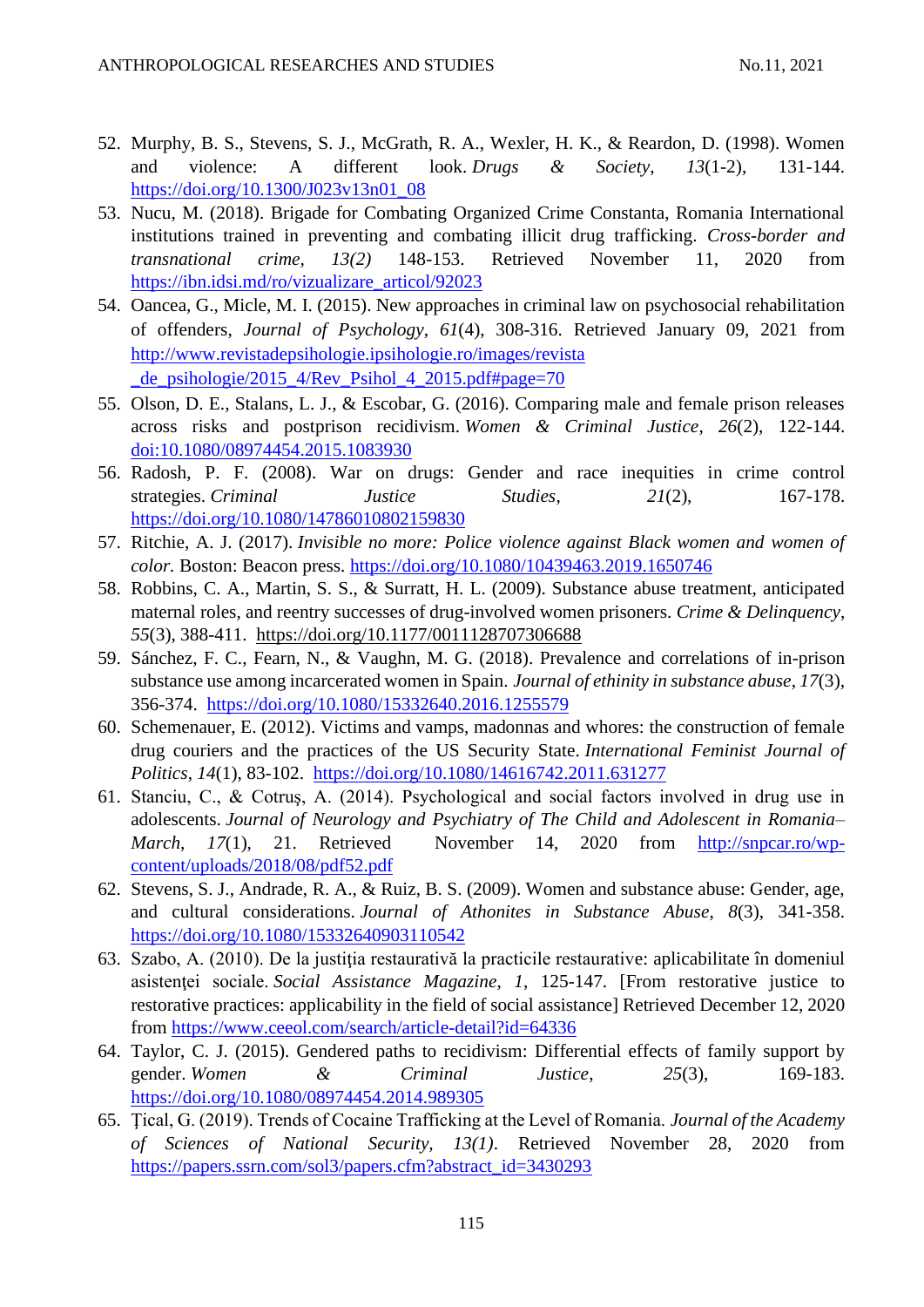52. Murphy, B. S., Stevens, S. J., McGrath, R. A., Wexler, H. K., & Reardon, D. (1998). Women and violence: A different look. *Drugs & Society*, *13*(1-2), 131-144. https://doi.org/10.1300/J023v13n01_08
53. Nucu, M. (2018). Brigade for Combating Organized Crime Constanta, Romania International institutions trained in preventing and combating illicit drug trafficking. *Cross-border and transnational crime, 13(2)* 148-153. Retrieved November 11, 2020 from https://ibn.idsi.md/ro/vizualizare_articol/92023
54. Oancea, G., Micle, M. I. (2015). New approaches in criminal law on psychosocial rehabilitation of offenders, *Journal of Psychology*, *61*(4), 308-316. Retrieved January 09, 2021 from http://www.revistadepsihologie.ipsihologie.ro/images/revista_de_psihologie/2015_4/Rev_Psihol_4_2015.pdf#page=70
55. Olson, D. E., Stalans, L. J., & Escobar, G. (2016). Comparing male and female prison releases across risks and postprison recidivism. *Women & Criminal Justice*, *26*(2), 122-144. doi:10.1080/08974454.2015.1083930
56. Radosh, P. F. (2008). War on drugs: Gender and race inequities in crime control strategies. *Criminal Justice Studies*, *21*(2), 167-178. https://doi.org/10.1080/14786010802159830
57. Ritchie, A. J. (2017). *Invisible no more: Police violence against Black women and women of color.* Boston: Beacon press. https://doi.org/10.1080/10439463.2019.1650746
58. Robbins, C. A., Martin, S. S., & Surratt, H. L. (2009). Substance abuse treatment, anticipated maternal roles, and reentry successes of drug-involved women prisoners. *Crime & Delinquency*, *55*(3), 388-411. https://doi.org/10.1177/0011128707306688
59. Sánchez, F. C., Fearn, N., & Vaughn, M. G. (2018). Prevalence and correlations of in-prison substance use among incarcerated women in Spain. *Journal of ethinity in substance abuse*, *17*(3), 356-374. https://doi.org/10.1080/15332640.2016.1255579
60. Schemenauer, E. (2012). Victims and vamps, madonnas and whores: the construction of female drug couriers and the practices of the US Security State. *International Feminist Journal of Politics*, *14*(1), 83-102. https://doi.org/10.1080/14616742.2011.631277
61. Stanciu, C., & Cotruş, A. (2014). Psychological and social factors involved in drug use in adolescents. *Journal of Neurology and Psychiatry of The Child and Adolescent in Romania– March*, *17*(1), 21. Retrieved November 14, 2020 from http://snpcar.ro/wp-content/uploads/2018/08/pdf52.pdf
62. Stevens, S. J., Andrade, R. A., & Ruiz, B. S. (2009). Women and substance abuse: Gender, age, and cultural considerations. *Journal of Athonites in Substance Abuse*, *8*(3), 341-358. https://doi.org/10.1080/15332640903110542
63. Szabo, A. (2010). De la justiţia restaurativă la practicile restaurative: aplicabilitate în domeniul asistenţei sociale. *Social Assistance Magazine*, *1*, 125-147. [From restorative justice to restorative practices: applicability in the field of social assistance] Retrieved December 12, 2020 from https://www.ceeol.com/search/article-detail?id=64336
64. Taylor, C. J. (2015). Gendered paths to recidivism: Differential effects of family support by gender. *Women & Criminal Justice*, *25*(3), 169-183. https://doi.org/10.1080/08974454.2014.989305
65. Ţical, G. (2019). Trends of Cocaine Trafficking at the Level of Romania. *Journal of the Academy of Sciences of National Security, 13(1)*. Retrieved November 28, 2020 from https://papers.ssrn.com/sol3/papers.cfm?abstract_id=3430293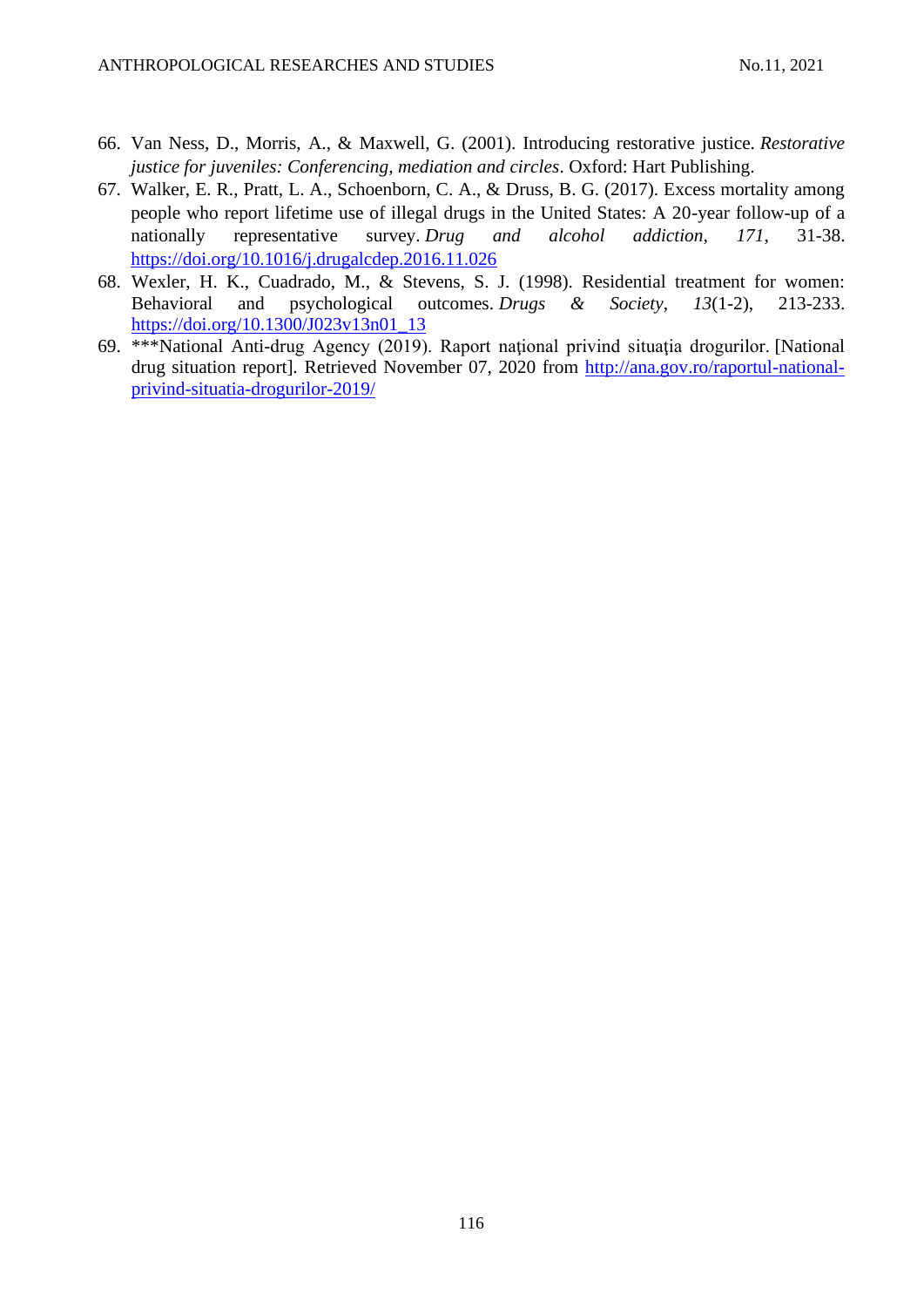66. Van Ness, D., Morris, A., & Maxwell, G. (2001). Introducing restorative justice. *Restorative justice for juveniles: Conferencing, mediation and circles*. Oxford: Hart Publishing.
67. Walker, E. R., Pratt, L. A., Schoenborn, C. A., & Druss, B. G. (2017). Excess mortality among people who report lifetime use of illegal drugs in the United States: A 20-year follow-up of a nationally representative survey. *Drug and alcohol addiction*, *171*, 31-38. https://doi.org/10.1016/j.drugalcdep.2016.11.026
68. Wexler, H. K., Cuadrado, M., & Stevens, S. J. (1998). Residential treatment for women: Behavioral and psychological outcomes. *Drugs & Society*, *13*(1-2), 213-233. https://doi.org/10.1300/J023v13n01_13
69. ***National Anti-drug Agency (2019). Raport naţional privind situaţia drogurilor. [National drug situation report]. Retrieved November 07, 2020 from http://ana.gov.ro/raportul-national-privind-situatia-drogurilor-2019/